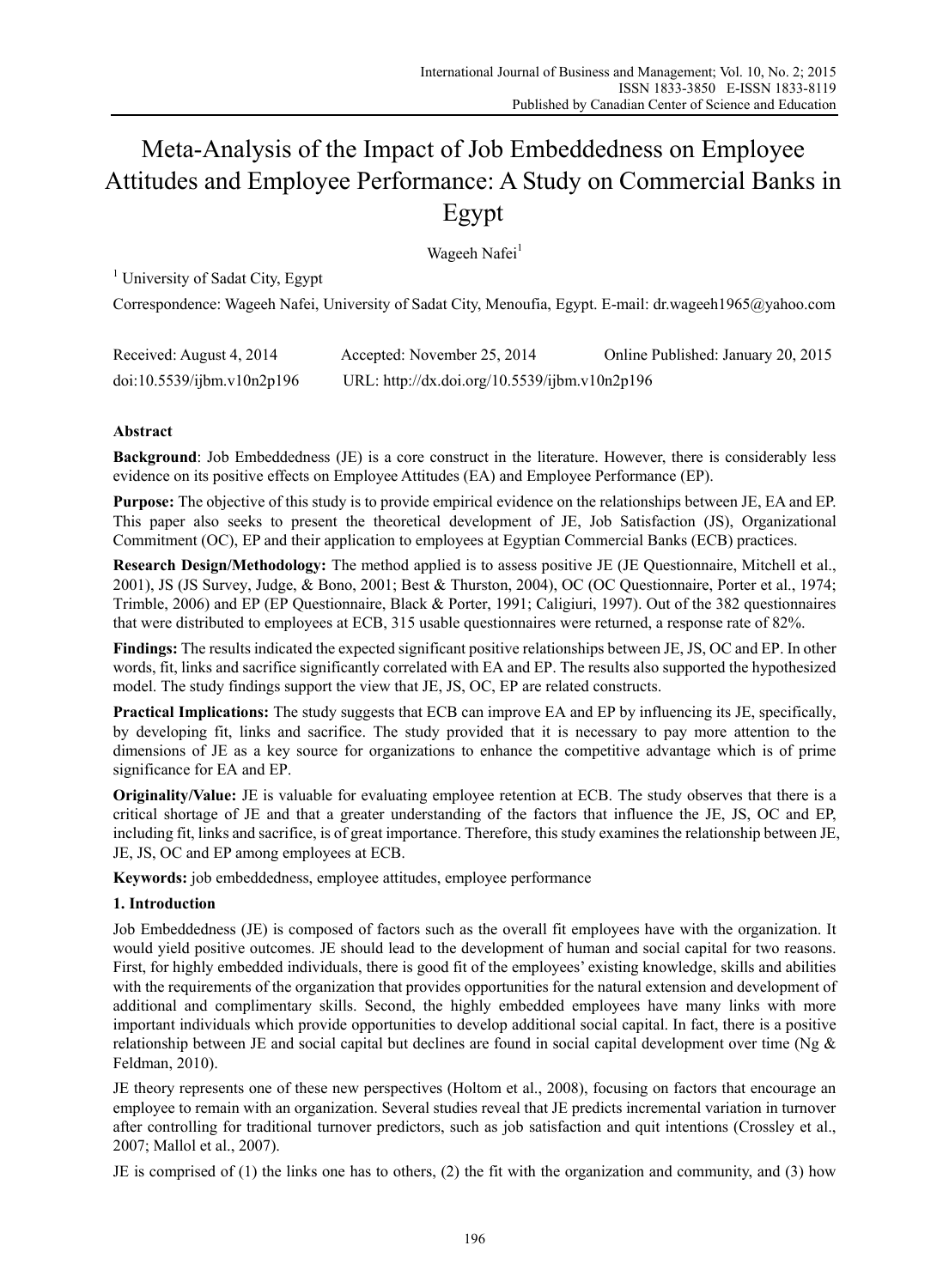# Meta-Analysis of the Impact of Job Embeddedness on Employee Attitudes and Employee Performance: A Study on Commercial Banks in Egypt

Wageeh Nafei[1]

[1] University of Sadat City, Egypt

Correspondence: Wageeh Nafei, University of Sadat City, Menoufia, Egypt. E-mail: dr.wageeh1965@yahoo.com

Received: August 4, 2014 Accepted: November 25, 2014 Online Published: January 20, 2015

doi:10.5539/ijbm.v10n2p196 URL: http://dx.doi.org/10.5539/ijbm.v10n2p196

## Abstract

**Background**: Job Embeddedness (JE) is a core construct in the literature. However, there is considerably less evidence on its positive effects on Employee Attitudes (EA) and Employee Performance (EP).

**Purpose:** The objective of this study is to provide empirical evidence on the relationships between JE, EA and EP. This paper also seeks to present the theoretical development of JE, Job Satisfaction (JS), Organizational Commitment (OC), EP and their application to employees at Egyptian Commercial Banks (ECB) practices.

**Research Design/Methodology:** The method applied is to assess positive JE (JE Questionnaire, Mitchell et al., 2001), JS (JS Survey, Judge, & Bono, 2001; Best & Thurston, 2004), OC (OC Questionnaire, Porter et al., 1974; Trimble, 2006) and EP (EP Questionnaire, Black & Porter, 1991; Caligiuri, 1997). Out of the 382 questionnaires that were distributed to employees at ECB, 315 usable questionnaires were returned, a response rate of 82%.

**Findings:** The results indicated the expected significant positive relationships between JE, JS, OC and EP. In other words, fit, links and sacrifice significantly correlated with EA and EP. The results also supported the hypothesized model. The study findings support the view that JE, JS, OC, EP are related constructs.

**Practical Implications:** The study suggests that ECB can improve EA and EP by influencing its JE, specifically, by developing fit, links and sacrifice. The study provided that it is necessary to pay more attention to the dimensions of JE as a key source for organizations to enhance the competitive advantage which is of prime significance for EA and EP.

**Originality/Value:** JE is valuable for evaluating employee retention at ECB. The study observes that there is a critical shortage of JE and that a greater understanding of the factors that influence the JE, JS, OC and EP, including fit, links and sacrifice, is of great importance. Therefore, this study examines the relationship between JE, JE, JS, OC and EP among employees at ECB.

**Keywords:** job embeddedness, employee attitudes, employee performance

## 1. Introduction

Job Embeddedness (JE) is composed of factors such as the overall fit employees have with the organization. It would yield positive outcomes. JE should lead to the development of human and social capital for two reasons. First, for highly embedded individuals, there is good fit of the employees' existing knowledge, skills and abilities with the requirements of the organization that provides opportunities for the natural extension and development of additional and complimentary skills. Second, the highly embedded employees have many links with more important individuals which provide opportunities to develop additional social capital. In fact, there is a positive relationship between JE and social capital but declines are found in social capital development over time (Ng & Feldman, 2010).

JE theory represents one of these new perspectives (Holtom et al., 2008), focusing on factors that encourage an employee to remain with an organization. Several studies reveal that JE predicts incremental variation in turnover after controlling for traditional turnover predictors, such as job satisfaction and quit intentions (Crossley et al., 2007; Mallol et al., 2007).

JE is comprised of (1) the links one has to others, (2) the fit with the organization and community, and (3) how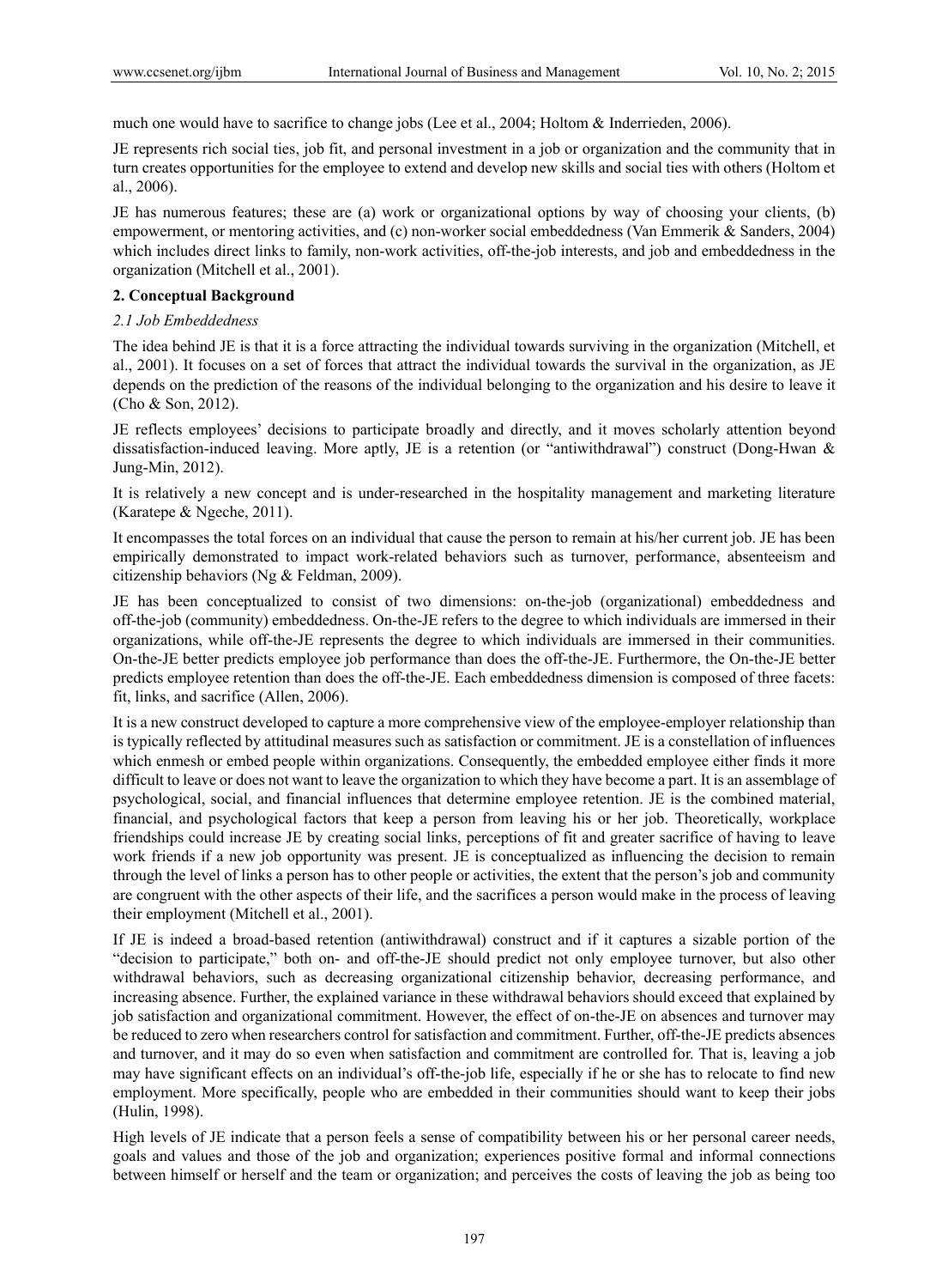much one would have to sacrifice to change jobs (Lee et al., 2004; Holtom & Inderrieden, 2006).

JE represents rich social ties, job fit, and personal investment in a job or organization and the community that in turn creates opportunities for the employee to extend and develop new skills and social ties with others (Holtom et al., 2006).

JE has numerous features; these are (a) work or organizational options by way of choosing your clients, (b) empowerment, or mentoring activities, and (c) non-worker social embeddedness (Van Emmerik & Sanders, 2004) which includes direct links to family, non-work activities, off-the-job interests, and job and embeddedness in the organization (Mitchell et al., 2001).

## 2. Conceptual Background

### *2.1 Job Embeddedness*

The idea behind JE is that it is a force attracting the individual towards surviving in the organization (Mitchell, et al., 2001). It focuses on a set of forces that attract the individual towards the survival in the organization, as JE depends on the prediction of the reasons of the individual belonging to the organization and his desire to leave it (Cho & Son, 2012).

JE reflects employees' decisions to participate broadly and directly, and it moves scholarly attention beyond dissatisfaction-induced leaving. More aptly, JE is a retention (or "antiwithdrawal") construct (Dong-Hwan & Jung-Min, 2012).

It is relatively a new concept and is under-researched in the hospitality management and marketing literature (Karatepe & Ngeche, 2011).

It encompasses the total forces on an individual that cause the person to remain at his/her current job. JE has been empirically demonstrated to impact work-related behaviors such as turnover, performance, absenteeism and citizenship behaviors (Ng & Feldman, 2009).

JE has been conceptualized to consist of two dimensions: on-the-job (organizational) embeddedness and off-the-job (community) embeddedness. On-the-JE refers to the degree to which individuals are immersed in their organizations, while off-the-JE represents the degree to which individuals are immersed in their communities. On-the-JE better predicts employee job performance than does the off-the-JE. Furthermore, the On-the-JE better predicts employee retention than does the off-the-JE. Each embeddedness dimension is composed of three facets: fit, links, and sacrifice (Allen, 2006).

It is a new construct developed to capture a more comprehensive view of the employee-employer relationship than is typically reflected by attitudinal measures such as satisfaction or commitment. JE is a constellation of influences which enmesh or embed people within organizations. Consequently, the embedded employee either finds it more difficult to leave or does not want to leave the organization to which they have become a part. It is an assemblage of psychological, social, and financial influences that determine employee retention. JE is the combined material, financial, and psychological factors that keep a person from leaving his or her job. Theoretically, workplace friendships could increase JE by creating social links, perceptions of fit and greater sacrifice of having to leave work friends if a new job opportunity was present. JE is conceptualized as influencing the decision to remain through the level of links a person has to other people or activities, the extent that the person's job and community are congruent with the other aspects of their life, and the sacrifices a person would make in the process of leaving their employment (Mitchell et al., 2001).

If JE is indeed a broad-based retention (antiwithdrawal) construct and if it captures a sizable portion of the "decision to participate," both on- and off-the-JE should predict not only employee turnover, but also other withdrawal behaviors, such as decreasing organizational citizenship behavior, decreasing performance, and increasing absence. Further, the explained variance in these withdrawal behaviors should exceed that explained by job satisfaction and organizational commitment. However, the effect of on-the-JE on absences and turnover may be reduced to zero when researchers control for satisfaction and commitment. Further, off-the-JE predicts absences and turnover, and it may do so even when satisfaction and commitment are controlled for. That is, leaving a job may have significant effects on an individual's off-the-job life, especially if he or she has to relocate to find new employment. More specifically, people who are embedded in their communities should want to keep their jobs (Hulin, 1998).

High levels of JE indicate that a person feels a sense of compatibility between his or her personal career needs, goals and values and those of the job and organization; experiences positive formal and informal connections between himself or herself and the team or organization; and perceives the costs of leaving the job as being too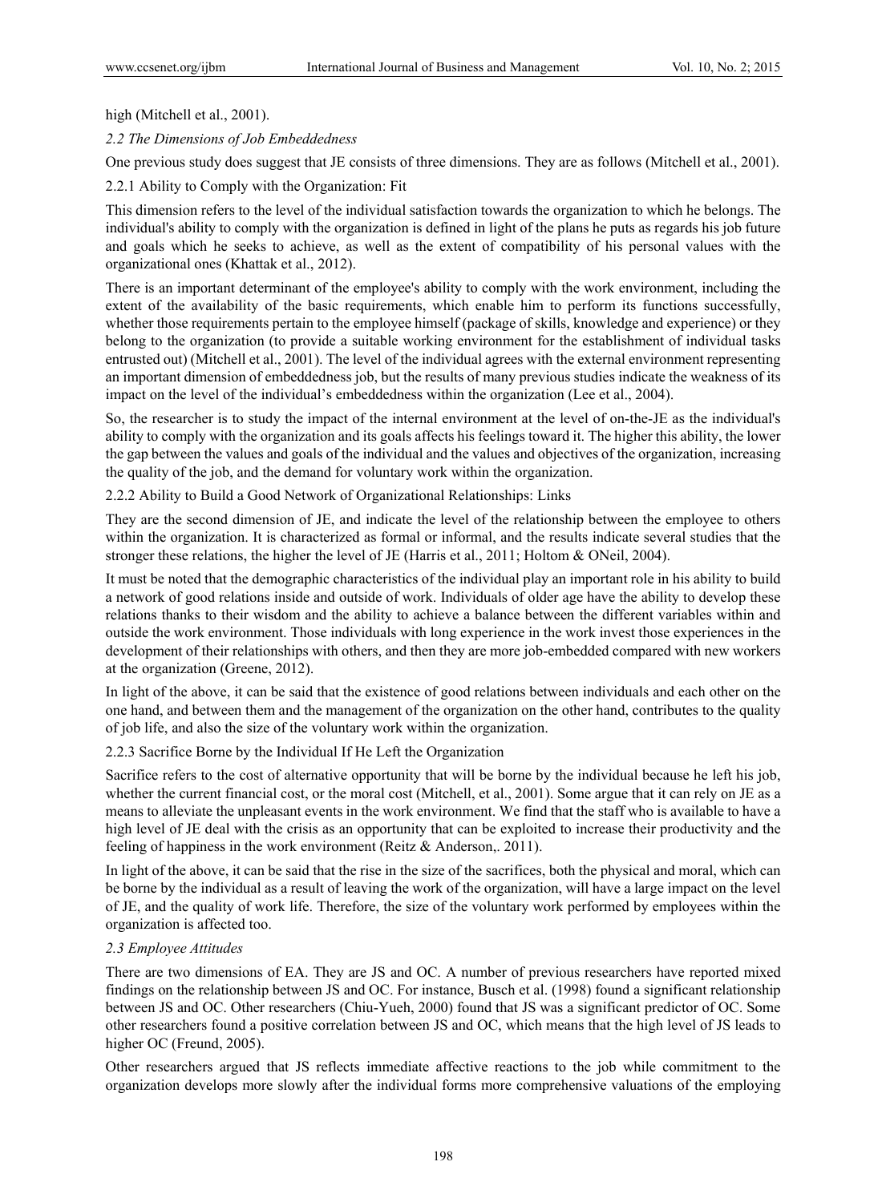high (Mitchell et al., 2001).

### *2.2 The Dimensions of Job Embeddedness*

One previous study does suggest that JE consists of three dimensions. They are as follows (Mitchell et al., 2001).

#### 2.2.1 Ability to Comply with the Organization: Fit

This dimension refers to the level of the individual satisfaction towards the organization to which he belongs. The individual's ability to comply with the organization is defined in light of the plans he puts as regards his job future and goals which he seeks to achieve, as well as the extent of compatibility of his personal values with the organizational ones (Khattak et al., 2012).

There is an important determinant of the employee's ability to comply with the work environment, including the extent of the availability of the basic requirements, which enable him to perform its functions successfully, whether those requirements pertain to the employee himself (package of skills, knowledge and experience) or they belong to the organization (to provide a suitable working environment for the establishment of individual tasks entrusted out) (Mitchell et al., 2001). The level of the individual agrees with the external environment representing an important dimension of embeddedness job, but the results of many previous studies indicate the weakness of its impact on the level of the individual's embeddedness within the organization (Lee et al., 2004).

So, the researcher is to study the impact of the internal environment at the level of on-the-JE as the individual's ability to comply with the organization and its goals affects his feelings toward it. The higher this ability, the lower the gap between the values and goals of the individual and the values and objectives of the organization, increasing the quality of the job, and the demand for voluntary work within the organization.

#### 2.2.2 Ability to Build a Good Network of Organizational Relationships: Links

They are the second dimension of JE, and indicate the level of the relationship between the employee to others within the organization. It is characterized as formal or informal, and the results indicate several studies that the stronger these relations, the higher the level of JE (Harris et al., 2011; Holtom & ONeil, 2004).

It must be noted that the demographic characteristics of the individual play an important role in his ability to build a network of good relations inside and outside of work. Individuals of older age have the ability to develop these relations thanks to their wisdom and the ability to achieve a balance between the different variables within and outside the work environment. Those individuals with long experience in the work invest those experiences in the development of their relationships with others, and then they are more job-embedded compared with new workers at the organization (Greene, 2012).

In light of the above, it can be said that the existence of good relations between individuals and each other on the one hand, and between them and the management of the organization on the other hand, contributes to the quality of job life, and also the size of the voluntary work within the organization.

#### 2.2.3 Sacrifice Borne by the Individual If He Left the Organization

Sacrifice refers to the cost of alternative opportunity that will be borne by the individual because he left his job, whether the current financial cost, or the moral cost (Mitchell, et al., 2001). Some argue that it can rely on JE as a means to alleviate the unpleasant events in the work environment. We find that the staff who is available to have a high level of JE deal with the crisis as an opportunity that can be exploited to increase their productivity and the feeling of happiness in the work environment (Reitz & Anderson,. 2011).

In light of the above, it can be said that the rise in the size of the sacrifices, both the physical and moral, which can be borne by the individual as a result of leaving the work of the organization, will have a large impact on the level of JE, and the quality of work life. Therefore, the size of the voluntary work performed by employees within the organization is affected too.

### *2.3 Employee Attitudes*

There are two dimensions of EA. They are JS and OC. A number of previous researchers have reported mixed findings on the relationship between JS and OC. For instance, Busch et al. (1998) found a significant relationship between JS and OC. Other researchers (Chiu-Yueh, 2000) found that JS was a significant predictor of OC. Some other researchers found a positive correlation between JS and OC, which means that the high level of JS leads to higher OC (Freund, 2005).

Other researchers argued that JS reflects immediate affective reactions to the job while commitment to the organization develops more slowly after the individual forms more comprehensive valuations of the employing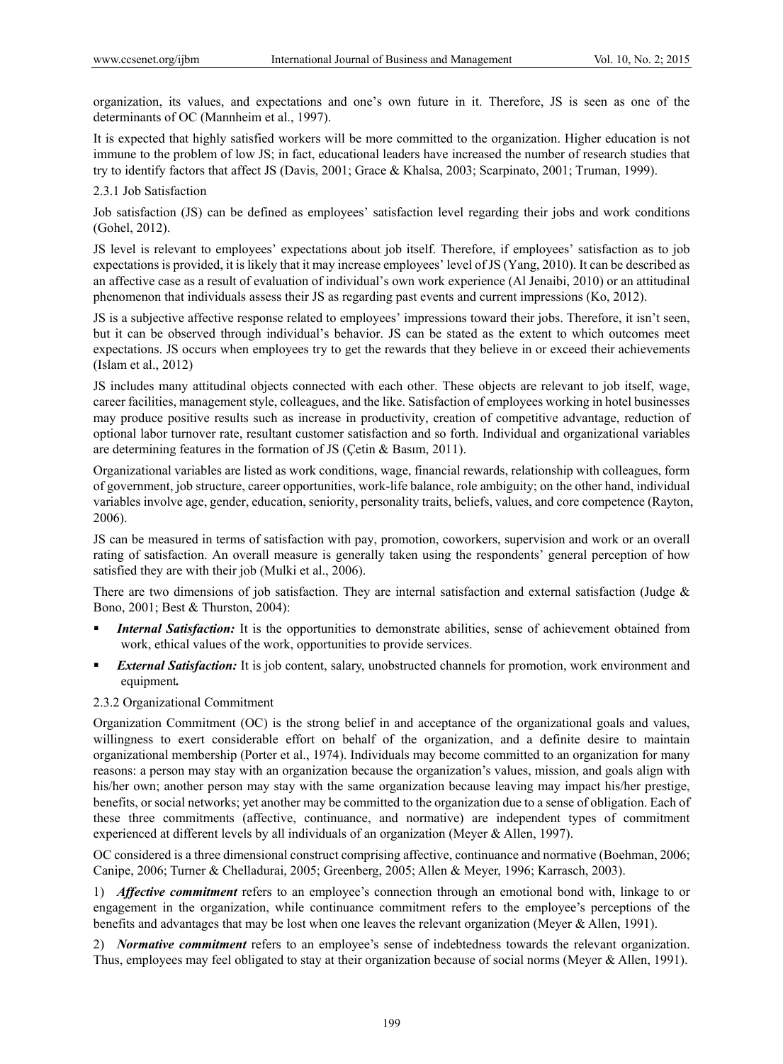organization, its values, and expectations and one's own future in it. Therefore, JS is seen as one of the determinants of OC (Mannheim et al., 1997).

It is expected that highly satisfied workers will be more committed to the organization. Higher education is not immune to the problem of low JS; in fact, educational leaders have increased the number of research studies that try to identify factors that affect JS (Davis, 2001; Grace & Khalsa, 2003; Scarpinato, 2001; Truman, 1999).

### 2.3.1 Job Satisfaction

Job satisfaction (JS) can be defined as employees' satisfaction level regarding their jobs and work conditions (Gohel, 2012).

JS level is relevant to employees' expectations about job itself. Therefore, if employees' satisfaction as to job expectations is provided, it is likely that it may increase employees' level of JS (Yang, 2010). It can be described as an affective case as a result of evaluation of individual's own work experience (Al Jenaibi, 2010) or an attitudinal phenomenon that individuals assess their JS as regarding past events and current impressions (Ko, 2012).

JS is a subjective affective response related to employees' impressions toward their jobs. Therefore, it isn't seen, but it can be observed through individual's behavior. JS can be stated as the extent to which outcomes meet expectations. JS occurs when employees try to get the rewards that they believe in or exceed their achievements (Islam et al., 2012)

JS includes many attitudinal objects connected with each other. These objects are relevant to job itself, wage, career facilities, management style, colleagues, and the like. Satisfaction of employees working in hotel businesses may produce positive results such as increase in productivity, creation of competitive advantage, reduction of optional labor turnover rate, resultant customer satisfaction and so forth. Individual and organizational variables are determining features in the formation of JS (Çetin & Basım, 2011).

Organizational variables are listed as work conditions, wage, financial rewards, relationship with colleagues, form of government, job structure, career opportunities, work-life balance, role ambiguity; on the other hand, individual variables involve age, gender, education, seniority, personality traits, beliefs, values, and core competence (Rayton, 2006).

JS can be measured in terms of satisfaction with pay, promotion, coworkers, supervision and work or an overall rating of satisfaction. An overall measure is generally taken using the respondents' general perception of how satisfied they are with their job (Mulki et al., 2006).

There are two dimensions of job satisfaction. They are internal satisfaction and external satisfaction (Judge & Bono, 2001; Best & Thurston, 2004):

- ***Internal Satisfaction:*** It is the opportunities to demonstrate abilities, sense of achievement obtained from work, ethical values of the work, opportunities to provide services.
- ***External Satisfaction:*** It is job content, salary, unobstructed channels for promotion, work environment and equipment***.***

### 2.3.2 Organizational Commitment

Organization Commitment (OC) is the strong belief in and acceptance of the organizational goals and values, willingness to exert considerable effort on behalf of the organization, and a definite desire to maintain organizational membership (Porter et al., 1974). Individuals may become committed to an organization for many reasons: a person may stay with an organization because the organization's values, mission, and goals align with his/her own; another person may stay with the same organization because leaving may impact his/her prestige, benefits, or social networks; yet another may be committed to the organization due to a sense of obligation. Each of these three commitments (affective, continuance, and normative) are independent types of commitment experienced at different levels by all individuals of an organization (Meyer & Allen, 1997).

OC considered is a three dimensional construct comprising affective, continuance and normative (Boehman, 2006; Canipe, 2006; Turner & Chelladurai, 2005; Greenberg, 2005; Allen & Meyer, 1996; Karrasch, 2003).

1) ***Affective commitment*** refers to an employee's connection through an emotional bond with, linkage to or engagement in the organization, while continuance commitment refers to the employee's perceptions of the benefits and advantages that may be lost when one leaves the relevant organization (Meyer & Allen, 1991).

2) ***Normative commitment*** refers to an employee's sense of indebtedness towards the relevant organization. Thus, employees may feel obligated to stay at their organization because of social norms (Meyer & Allen, 1991).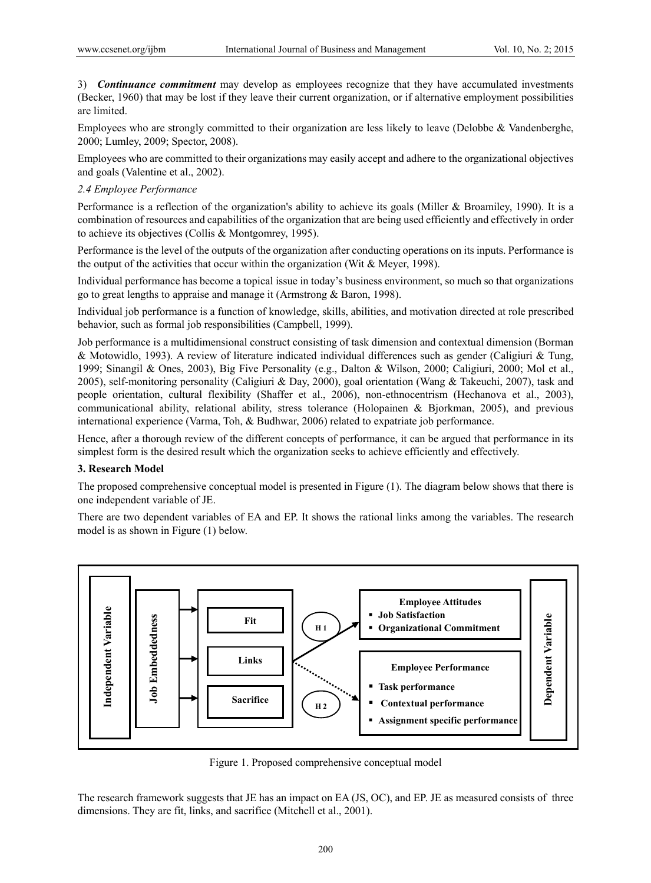3) ***Continuance commitment*** may develop as employees recognize that they have accumulated investments (Becker, 1960) that may be lost if they leave their current organization, or if alternative employment possibilities are limited.

Employees who are strongly committed to their organization are less likely to leave (Delobbe & Vandenberghe, 2000; Lumley, 2009; Spector, 2008).

Employees who are committed to their organizations may easily accept and adhere to the organizational objectives and goals (Valentine et al., 2002).

### *2.4 Employee Performance*

Performance is a reflection of the organization's ability to achieve its goals (Miller & Broamiley, 1990). It is a combination of resources and capabilities of the organization that are being used efficiently and effectively in order to achieve its objectives (Collis & Montgomrey, 1995).

Performance is the level of the outputs of the organization after conducting operations on its inputs. Performance is the output of the activities that occur within the organization (Wit & Meyer, 1998).

Individual performance has become a topical issue in today's business environment, so much so that organizations go to great lengths to appraise and manage it (Armstrong & Baron, 1998).

Individual job performance is a function of knowledge, skills, abilities, and motivation directed at role prescribed behavior, such as formal job responsibilities (Campbell, 1999).

Job performance is a multidimensional construct consisting of task dimension and contextual dimension (Borman & Motowidlo, 1993). A review of literature indicated individual differences such as gender (Caligiuri & Tung, 1999; Sinangil & Ones, 2003), Big Five Personality (e.g., Dalton & Wilson, 2000; Caligiuri, 2000; Mol et al., 2005), self-monitoring personality (Caligiuri & Day, 2000), goal orientation (Wang & Takeuchi, 2007), task and people orientation, cultural flexibility (Shaffer et al., 2006), non-ethnocentrism (Hechanova et al., 2003), communicational ability, relational ability, stress tolerance (Holopainen & Bjorkman, 2005), and previous international experience (Varma, Toh, & Budhwar, 2006) related to expatriate job performance.

Hence, after a thorough review of the different concepts of performance, it can be argued that performance in its simplest form is the desired result which the organization seeks to achieve efficiently and effectively.

## 3. Research Model

The proposed comprehensive conceptual model is presented in Figure (1). The diagram below shows that there is one independent variable of JE.

There are two dependent variables of EA and EP. It shows the rational links among the variables. The research model is as shown in Figure (1) below.

Figure 1. Proposed comprehensive conceptual model

The research framework suggests that JE has an impact on EA (JS, OC), and EP. JE as measured consists of three dimensions. They are fit, links, and sacrifice (Mitchell et al., 2001).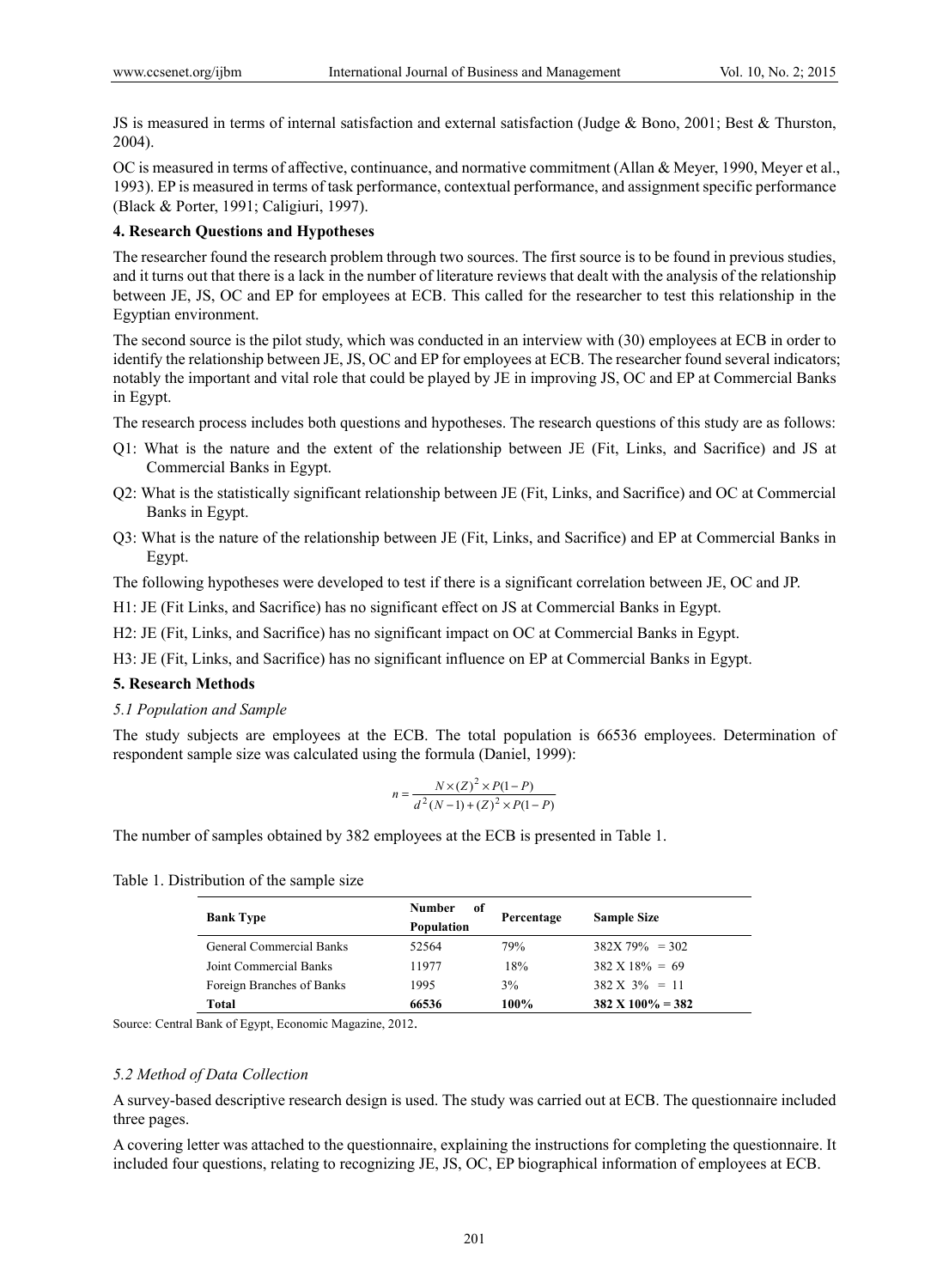JS is measured in terms of internal satisfaction and external satisfaction (Judge & Bono, 2001; Best & Thurston, 2004).

OC is measured in terms of affective, continuance, and normative commitment (Allan & Meyer, 1990, Meyer et al., 1993). EP is measured in terms of task performance, contextual performance, and assignment specific performance (Black & Porter, 1991; Caligiuri, 1997).

## 4. Research Questions and Hypotheses

The researcher found the research problem through two sources. The first source is to be found in previous studies, and it turns out that there is a lack in the number of literature reviews that dealt with the analysis of the relationship between JE, JS, OC and EP for employees at ECB. This called for the researcher to test this relationship in the Egyptian environment.

The second source is the pilot study, which was conducted in an interview with (30) employees at ECB in order to identify the relationship between JE, JS, OC and EP for employees at ECB. The researcher found several indicators; notably the important and vital role that could be played by JE in improving JS, OC and EP at Commercial Banks in Egypt.

The research process includes both questions and hypotheses. The research questions of this study are as follows:

Q1: What is the nature and the extent of the relationship between JE (Fit, Links, and Sacrifice) and JS at Commercial Banks in Egypt.

Q2: What is the statistically significant relationship between JE (Fit, Links, and Sacrifice) and OC at Commercial Banks in Egypt.

Q3: What is the nature of the relationship between JE (Fit, Links, and Sacrifice) and EP at Commercial Banks in Egypt.

The following hypotheses were developed to test if there is a significant correlation between JE, OC and JP.

H1: JE (Fit Links, and Sacrifice) has no significant effect on JS at Commercial Banks in Egypt.

H2: JE (Fit, Links, and Sacrifice) has no significant impact on OC at Commercial Banks in Egypt.

H3: JE (Fit, Links, and Sacrifice) has no significant influence on EP at Commercial Banks in Egypt.

## 5. Research Methods

### *5.1 Population and Sample*

The study subjects are employees at the ECB. The total population is 66536 employees. Determination of respondent sample size was calculated using the formula (Daniel, 1999):

$$n = \frac{N \times (Z)^2 \times P(1-P)}{d^2(N-1) + (Z)^2 \times P(1-P)}$$

The number of samples obtained by 382 employees at the ECB is presented in Table 1.

Table 1. Distribution of the sample size

| Bank Type | Number of Population | Percentage | Sample Size |
|---|---|---|---|
| General Commercial Banks | 52564 | 79% | 382X 79% = 302 |
| Joint Commercial Banks | 11977 | 18% | 382 X 18% = 69 |
| Foreign Branches of Banks | 1995 | 3% | 382 X 3% = 11 |
| **Total** | **66536** | **100%** | **382 X 100% = 382** |

Source: Central Bank of Egypt, Economic Magazine, 2012.

### *5.2 Method of Data Collection*

A survey-based descriptive research design is used. The study was carried out at ECB. The questionnaire included three pages.

A covering letter was attached to the questionnaire, explaining the instructions for completing the questionnaire. It included four questions, relating to recognizing JE, JS, OC, EP biographical information of employees at ECB.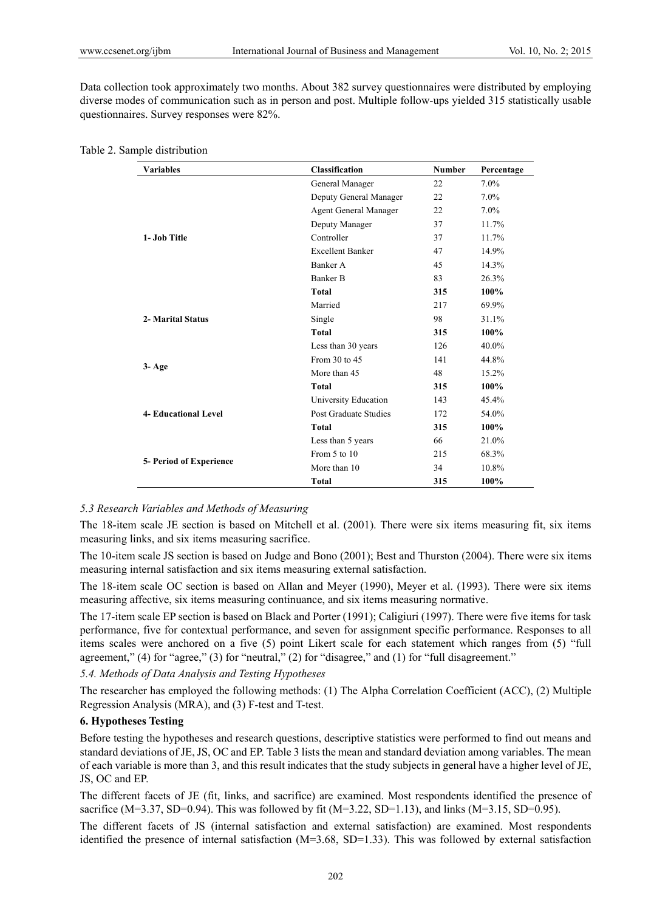Data collection took approximately two months. About 382 survey questionnaires were distributed by employing diverse modes of communication such as in person and post. Multiple follow-ups yielded 315 statistically usable questionnaires. Survey responses were 82%.

Table 2. Sample distribution

| Variables | Classification | Number | Percentage |
|---|---|---|---|
| 1- Job Title | General Manager | 22 | 7.0% |
| | Deputy General Manager | 22 | 7.0% |
| | Agent General Manager | 22 | 7.0% |
| | Deputy Manager | 37 | 11.7% |
| | Controller | 37 | 11.7% |
| | Excellent Banker | 47 | 14.9% |
| | Banker A | 45 | 14.3% |
| | Banker B | 83 | 26.3% |
| | **Total** | **315** | **100%** |
| 2- Marital Status | Married | 217 | 69.9% |
| | Single | 98 | 31.1% |
| | **Total** | **315** | **100%** |
| 3- Age | Less than 30 years | 126 | 40.0% |
| | From 30 to 45 | 141 | 44.8% |
| | More than 45 | 48 | 15.2% |
| | **Total** | **315** | **100%** |
| 4- Educational Level | University Education | 143 | 45.4% |
| | Post Graduate Studies | 172 | 54.0% |
| | **Total** | **315** | **100%** |
| 5- Period of Experience | Less than 5 years | 66 | 21.0% |
| | From 5 to 10 | 215 | 68.3% |
| | More than 10 | 34 | 10.8% |
| | **Total** | **315** | **100%** |

*5.3 Research Variables and Methods of Measuring*

The 18-item scale JE section is based on Mitchell et al. (2001). There were six items measuring fit, six items measuring links, and six items measuring sacrifice.

The 10-item scale JS section is based on Judge and Bono (2001); Best and Thurston (2004). There were six items measuring internal satisfaction and six items measuring external satisfaction.

The 18-item scale OC section is based on Allan and Meyer (1990), Meyer et al. (1993). There were six items measuring affective, six items measuring continuance, and six items measuring normative.

The 17-item scale EP section is based on Black and Porter (1991); Caligiuri (1997). There were five items for task performance, five for contextual performance, and seven for assignment specific performance. Responses to all items scales were anchored on a five (5) point Likert scale for each statement which ranges from (5) "full agreement," (4) for "agree," (3) for "neutral," (2) for "disagree," and (1) for "full disagreement."

*5.4. Methods of Data Analysis and Testing Hypotheses*

The researcher has employed the following methods: (1) The Alpha Correlation Coefficient (ACC), (2) Multiple Regression Analysis (MRA), and (3) F-test and T-test.

**6. Hypotheses Testing**

Before testing the hypotheses and research questions, descriptive statistics were performed to find out means and standard deviations of JE, JS, OC and EP. Table 3 lists the mean and standard deviation among variables. The mean of each variable is more than 3, and this result indicates that the study subjects in general have a higher level of JE, JS, OC and EP.

The different facets of JE (fit, links, and sacrifice) are examined. Most respondents identified the presence of sacrifice (M=3.37, SD=0.94). This was followed by fit (M=3.22, SD=1.13), and links (M=3.15, SD=0.95).

The different facets of JS (internal satisfaction and external satisfaction) are examined. Most respondents identified the presence of internal satisfaction (M=3.68, SD=1.33). This was followed by external satisfaction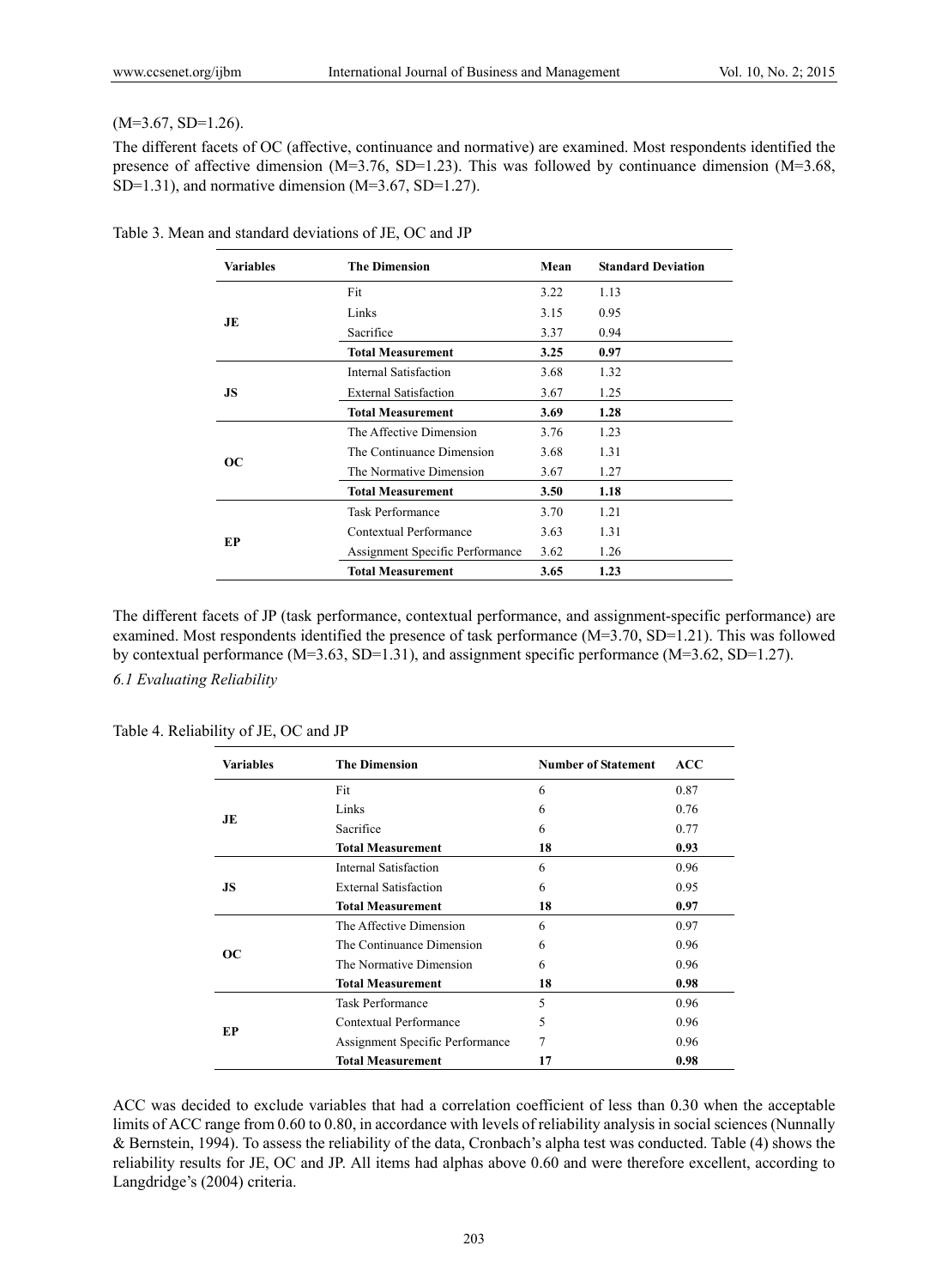(M=3.67, SD=1.26).

The different facets of OC (affective, continuance and normative) are examined. Most respondents identified the presence of affective dimension (M=3.76, SD=1.23). This was followed by continuance dimension (M=3.68, SD=1.31), and normative dimension (M=3.67, SD=1.27).

Table 3. Mean and standard deviations of JE, OC and JP

| Variables | The Dimension | Mean | Standard Deviation |
|---|---|---|---|
| JE | Fit | 3.22 | 1.13 |
| | Links | 3.15 | 0.95 |
| | Sacrifice | 3.37 | 0.94 |
| | **Total Measurement** | **3.25** | **0.97** |
| JS | Internal Satisfaction | 3.68 | 1.32 |
| | External Satisfaction | 3.67 | 1.25 |
| | **Total Measurement** | **3.69** | **1.28** |
| OC | The Affective Dimension | 3.76 | 1.23 |
| | The Continuance Dimension | 3.68 | 1.31 |
| | The Normative Dimension | 3.67 | 1.27 |
| | **Total Measurement** | **3.50** | **1.18** |
| EP | Task Performance | 3.70 | 1.21 |
| | Contextual Performance | 3.63 | 1.31 |
| | Assignment Specific Performance | 3.62 | 1.26 |
| | **Total Measurement** | **3.65** | **1.23** |

The different facets of JP (task performance, contextual performance, and assignment-specific performance) are examined. Most respondents identified the presence of task performance (M=3.70, SD=1.21). This was followed by contextual performance (M=3.63, SD=1.31), and assignment specific performance (M=3.62, SD=1.27).

*6.1 Evaluating Reliability*

Table 4. Reliability of JE, OC and JP

| Variables | The Dimension | Number of Statement | ACC |
|---|---|---|---|
| JE | Fit | 6 | 0.87 |
| | Links | 6 | 0.76 |
| | Sacrifice | 6 | 0.77 |
| | **Total Measurement** | **18** | **0.93** |
| JS | Internal Satisfaction | 6 | 0.96 |
| | External Satisfaction | 6 | 0.95 |
| | **Total Measurement** | **18** | **0.97** |
| OC | The Affective Dimension | 6 | 0.97 |
| | The Continuance Dimension | 6 | 0.96 |
| | The Normative Dimension | 6 | 0.96 |
| | **Total Measurement** | **18** | **0.98** |
| EP | Task Performance | 5 | 0.96 |
| | Contextual Performance | 5 | 0.96 |
| | Assignment Specific Performance | 7 | 0.96 |
| | **Total Measurement** | **17** | **0.98** |

ACC was decided to exclude variables that had a correlation coefficient of less than 0.30 when the acceptable limits of ACC range from 0.60 to 0.80, in accordance with levels of reliability analysis in social sciences (Nunnally & Bernstein, 1994). To assess the reliability of the data, Cronbach's alpha test was conducted. Table (4) shows the reliability results for JE, OC and JP. All items had alphas above 0.60 and were therefore excellent, according to Langdridge's (2004) criteria.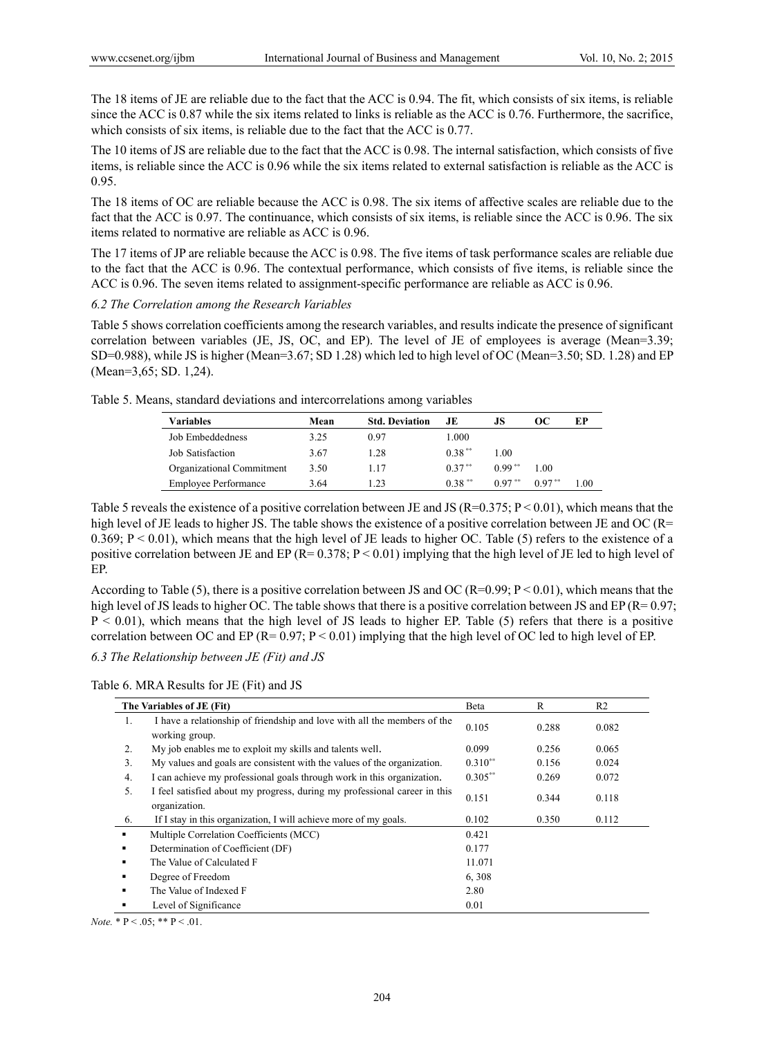The 18 items of JE are reliable due to the fact that the ACC is 0.94. The fit, which consists of six items, is reliable since the ACC is 0.87 while the six items related to links is reliable as the ACC is 0.76. Furthermore, the sacrifice, which consists of six items, is reliable due to the fact that the ACC is 0.77.

The 10 items of JS are reliable due to the fact that the ACC is 0.98. The internal satisfaction, which consists of five items, is reliable since the ACC is 0.96 while the six items related to external satisfaction is reliable as the ACC is 0.95.

The 18 items of OC are reliable because the ACC is 0.98. The six items of affective scales are reliable due to the fact that the ACC is 0.97. The continuance, which consists of six items, is reliable since the ACC is 0.96. The six items related to normative are reliable as ACC is 0.96.

The 17 items of JP are reliable because the ACC is 0.98. The five items of task performance scales are reliable due to the fact that the ACC is 0.96. The contextual performance, which consists of five items, is reliable since the ACC is 0.96. The seven items related to assignment-specific performance are reliable as ACC is 0.96.

*6.2 The Correlation among the Research Variables*

Table 5 shows correlation coefficients among the research variables, and results indicate the presence of significant correlation between variables (JE, JS, OC, and EP). The level of JE of employees is average (Mean=3.39; SD=0.988), while JS is higher (Mean=3.67; SD 1.28) which led to high level of OC (Mean=3.50; SD. 1.28) and EP (Mean=3,65; SD. 1,24).

Table 5. Means, standard deviations and intercorrelations among variables

| Variables | Mean | Std. Deviation | JE | JS | OC | EP |
|---|---|---|---|---|---|---|
| Job Embeddedness | 3.25 | 0.97 | 1.000 | | | |
| Job Satisfaction | 3.67 | 1.28 | 0.38** | 1.00 | | |
| Organizational Commitment | 3.50 | 1.17 | 0.37** | 0.99** | 1.00 | |
| Employee Performance | 3.64 | 1.23 | 0.38** | 0.97** | 0.97** | 1.00 |

Table 5 reveals the existence of a positive correlation between JE and JS ($R=0.375$; $P < 0.01$), which means that the high level of JE leads to higher JS. The table shows the existence of a positive correlation between JE and OC ($R= 0.369$; $P < 0.01$), which means that the high level of JE leads to higher OC. Table (5) refers to the existence of a positive correlation between JE and EP ($R= 0.378$; $P < 0.01$) implying that the high level of JE led to high level of EP.

According to Table (5), there is a positive correlation between JS and OC ($R=0.99$; $P < 0.01$), which means that the high level of JS leads to higher OC. The table shows that there is a positive correlation between JS and EP ($R= 0.97$; $P < 0.01$), which means that the high level of JS leads to higher EP. Table (5) refers that there is a positive correlation between OC and EP ($R= 0.97$; $P < 0.01$) implying that the high level of OC led to high level of EP.

*6.3 The Relationship between JE (Fit) and JS*

Table 6. MRA Results for JE (Fit) and JS

| | The Variables of JE (Fit) | Beta | R | R2 |
|---|---|---|---|---|
| 1. | I have a relationship of friendship and love with all the members of the working group. | 0.105 | 0.288 | 0.082 |
| 2. | My job enables me to exploit my skills and talents well. | 0.099 | 0.256 | 0.065 |
| 3. | My values and goals are consistent with the values of the organization. | 0.310** | 0.156 | 0.024 |
| 4. | I can achieve my professional goals through work in this organization. | 0.305** | 0.269 | 0.072 |
| 5. | I feel satisfied about my progress, during my professional career in this organization. | 0.151 | 0.344 | 0.118 |
| 6. | If I stay in this organization, I will achieve more of my goals. | 0.102 | 0.350 | 0.112 |
| ▪ | Multiple Correlation Coefficients (MCC) | 0.421 | | |
| ▪ | Determination of Coefficient (DF) | 0.177 | | |
| ▪ | The Value of Calculated F | 11.071 | | |
| ▪ | Degree of Freedom | 6, 308 | | |
| ▪ | The Value of Indexed F | 2.80 | | |
| ▪ | Level of Significance | 0.01 | | |

*Note.* * $P < .05$; ** $P < .01$.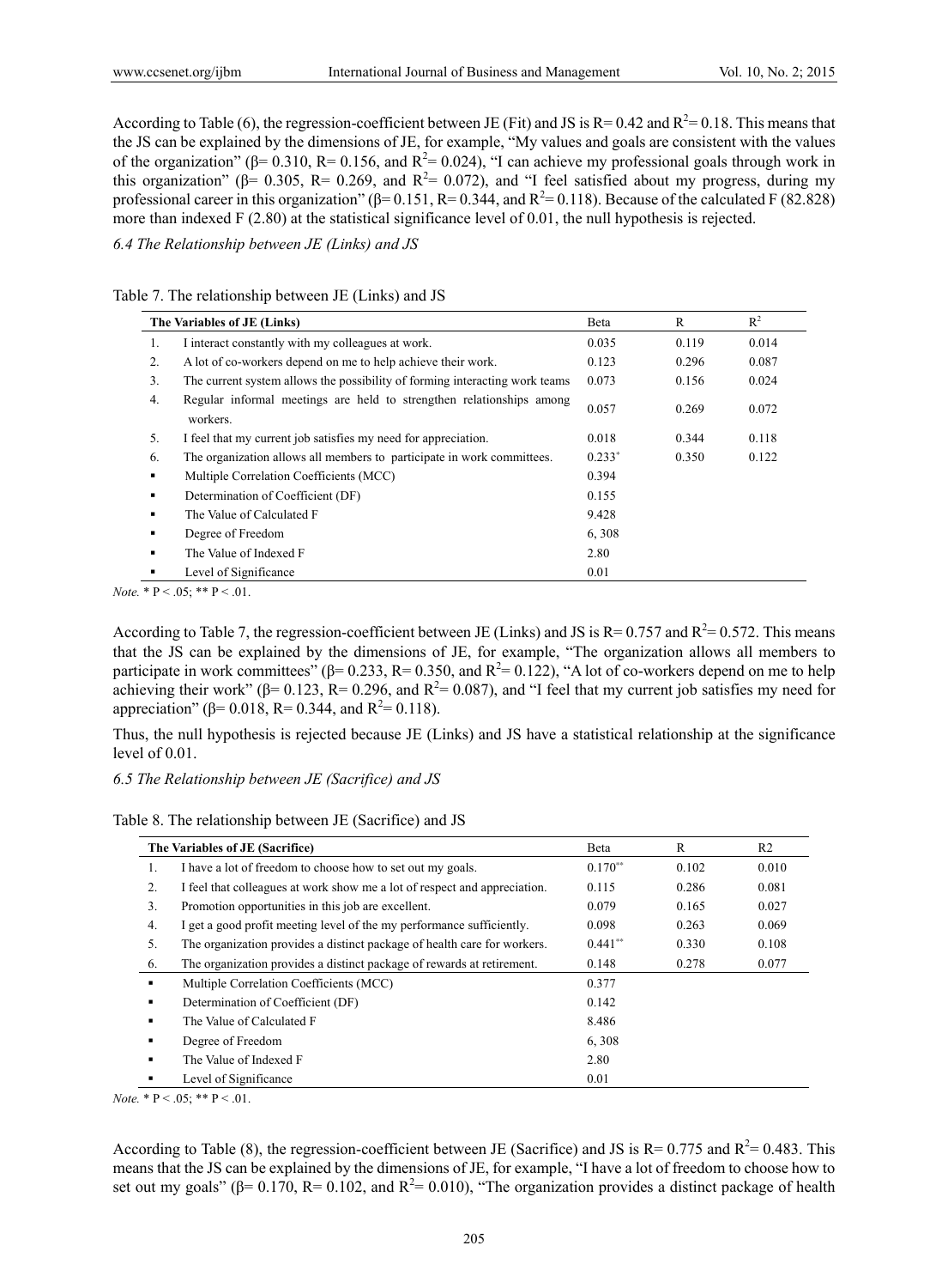According to Table (6), the regression-coefficient between JE (Fit) and JS is R= 0.42 and $R^2$= 0.18. This means that the JS can be explained by the dimensions of JE, for example, "My values and goals are consistent with the values of the organization" (β= 0.310, R= 0.156, and $R^2$= 0.024), "I can achieve my professional goals through work in this organization" (β= 0.305, R= 0.269, and $R^2$= 0.072), and "I feel satisfied about my progress, during my professional career in this organization" (β= 0.151, R= 0.344, and $R^2$= 0.118). Because of the calculated F (82.828) more than indexed F (2.80) at the statistical significance level of 0.01, the null hypothesis is rejected.

### *6.4 The Relationship between JE (Links) and JS*

Table 7. The relationship between JE (Links) and JS

| The Variables of JE (Links) | | Beta | R | $R^2$ |
|---|---|---|---|---|
| 1. | I interact constantly with my colleagues at work. | 0.035 | 0.119 | 0.014 |
| 2. | A lot of co-workers depend on me to help achieve their work. | 0.123 | 0.296 | 0.087 |
| 3. | The current system allows the possibility of forming interacting work teams | 0.073 | 0.156 | 0.024 |
| 4. | Regular informal meetings are held to strengthen relationships among workers. | 0.057 | 0.269 | 0.072 |
| 5. | I feel that my current job satisfies my need for appreciation. | 0.018 | 0.344 | 0.118 |
| 6. | The organization allows all members to participate in work committees. | 0.233* | 0.350 | 0.122 |
| ▪ | Multiple Correlation Coefficients (MCC) | 0.394 | | |
| ▪ | Determination of Coefficient (DF) | 0.155 | | |
| ▪ | The Value of Calculated F | 9.428 | | |
| ▪ | Degree of Freedom | 6, 308 | | |
| ▪ | The Value of Indexed F | 2.80 | | |
| ▪ | Level of Significance | 0.01 | | |

*Note.* * P < .05; ** P < .01.

According to Table 7, the regression-coefficient between JE (Links) and JS is R= 0.757 and $R^2$= 0.572. This means that the JS can be explained by the dimensions of JE, for example, "The organization allows all members to participate in work committees" (β= 0.233, R= 0.350, and $R^2$= 0.122), "A lot of co-workers depend on me to help achieving their work" (β= 0.123, R= 0.296, and $R^2$= 0.087), and "I feel that my current job satisfies my need for appreciation" (β= 0.018, R= 0.344, and $R^2$= 0.118).

Thus, the null hypothesis is rejected because JE (Links) and JS have a statistical relationship at the significance level of 0.01.

### *6.5 The Relationship between JE (Sacrifice) and JS*

Table 8. The relationship between JE (Sacrifice) and JS

| The Variables of JE (Sacrifice) | | Beta | R | R2 |
|---|---|---|---|---|
| 1. | I have a lot of freedom to choose how to set out my goals. | 0.170** | 0.102 | 0.010 |
| 2. | I feel that colleagues at work show me a lot of respect and appreciation. | 0.115 | 0.286 | 0.081 |
| 3. | Promotion opportunities in this job are excellent. | 0.079 | 0.165 | 0.027 |
| 4. | I get a good profit meeting level of the my performance sufficiently. | 0.098 | 0.263 | 0.069 |
| 5. | The organization provides a distinct package of health care for workers. | 0.441** | 0.330 | 0.108 |
| 6. | The organization provides a distinct package of rewards at retirement. | 0.148 | 0.278 | 0.077 |
| ▪ | Multiple Correlation Coefficients (MCC) | 0.377 | | |
| ▪ | Determination of Coefficient (DF) | 0.142 | | |
| ▪ | The Value of Calculated F | 8.486 | | |
| ▪ | Degree of Freedom | 6, 308 | | |
| ▪ | The Value of Indexed F | 2.80 | | |
| ▪ | Level of Significance | 0.01 | | |

*Note.* * P < .05; ** P < .01.

According to Table (8), the regression-coefficient between JE (Sacrifice) and JS is R= 0.775 and $R^2$= 0.483. This means that the JS can be explained by the dimensions of JE, for example, "I have a lot of freedom to choose how to set out my goals" (β= 0.170, R= 0.102, and $R^2$= 0.010), "The organization provides a distinct package of health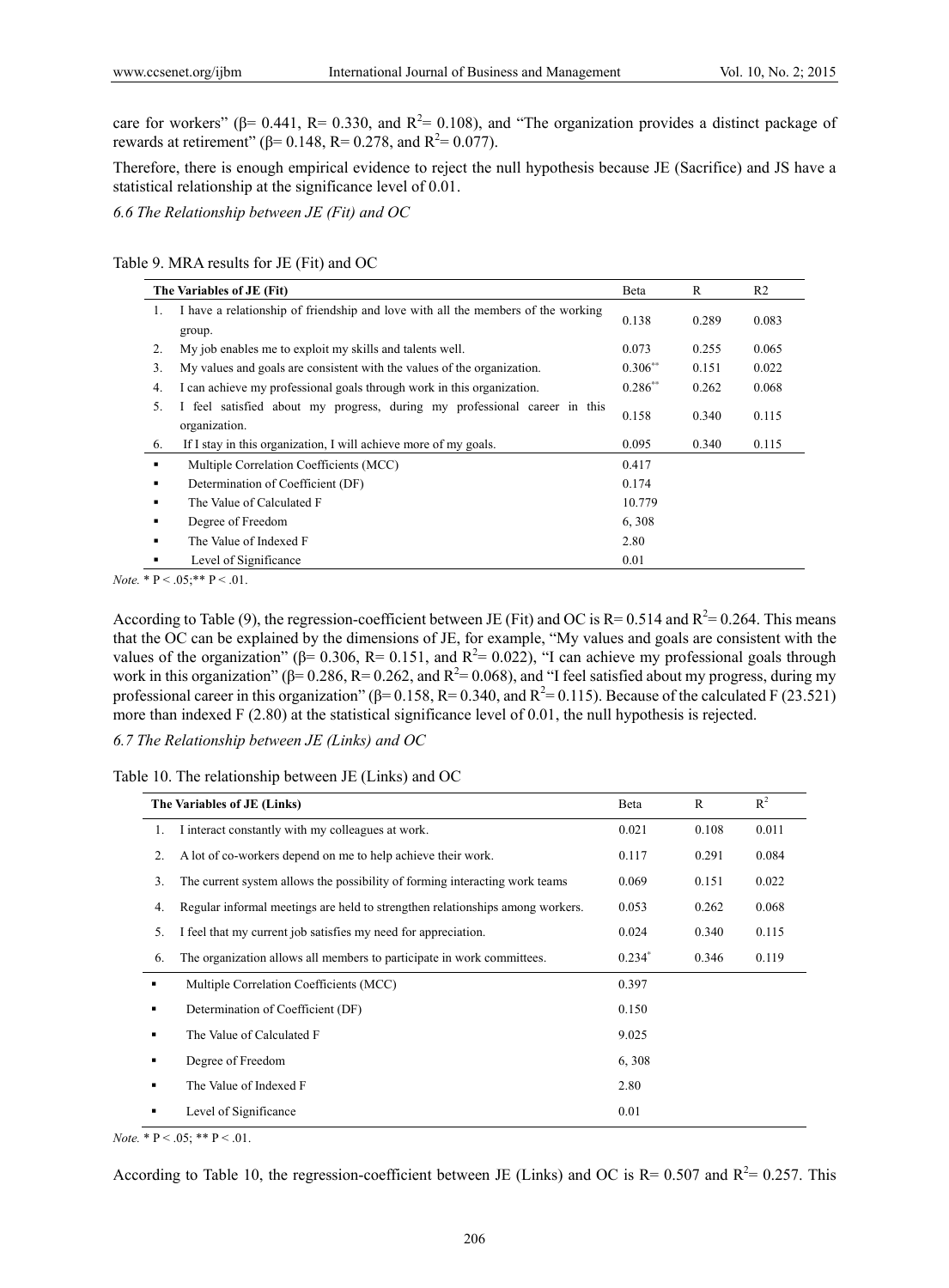care for workers" (β= 0.441, R= 0.330, and $R^2$= 0.108), and "The organization provides a distinct package of rewards at retirement" (β= 0.148, R= 0.278, and $R^2$= 0.077).

Therefore, there is enough empirical evidence to reject the null hypothesis because JE (Sacrifice) and JS have a statistical relationship at the significance level of 0.01.

*6.6 The Relationship between JE (Fit) and OC*

Table 9. MRA results for JE (Fit) and OC

| The Variables of JE (Fit) | Beta | R | R2 |
|---|---|---|---|
| 1. I have a relationship of friendship and love with all the members of the working group. | 0.138 | 0.289 | 0.083 |
| 2. My job enables me to exploit my skills and talents well. | 0.073 | 0.255 | 0.065 |
| 3. My values and goals are consistent with the values of the organization. | 0.306** | 0.151 | 0.022 |
| 4. I can achieve my professional goals through work in this organization. | 0.286** | 0.262 | 0.068 |
| 5. I feel satisfied about my progress, during my professional career in this organization. | 0.158 | 0.340 | 0.115 |
| 6. If I stay in this organization, I will achieve more of my goals. | 0.095 | 0.340 | 0.115 |
| ▪ Multiple Correlation Coefficients (MCC) | 0.417 | | |
| ▪ Determination of Coefficient (DF) | 0.174 | | |
| ▪ The Value of Calculated F | 10.779 | | |
| ▪ Degree of Freedom | 6, 308 | | |
| ▪ The Value of Indexed F | 2.80 | | |
| ▪ Level of Significance | 0.01 | | |

*Note.* * P < .05;** P < .01.

According to Table (9), the regression-coefficient between JE (Fit) and OC is R= 0.514 and $R^2$= 0.264. This means that the OC can be explained by the dimensions of JE, for example, "My values and goals are consistent with the values of the organization" (β= 0.306, R= 0.151, and $R^2$= 0.022), "I can achieve my professional goals through work in this organization" (β= 0.286, R= 0.262, and $R^2$= 0.068), and "I feel satisfied about my progress, during my professional career in this organization" (β= 0.158, R= 0.340, and $R^2$= 0.115). Because of the calculated F (23.521) more than indexed F (2.80) at the statistical significance level of 0.01, the null hypothesis is rejected.

*6.7 The Relationship between JE (Links) and OC*

Table 10. The relationship between JE (Links) and OC

| The Variables of JE (Links) | Beta | R | $R^2$ |
|---|---|---|---|
| 1. I interact constantly with my colleagues at work. | 0.021 | 0.108 | 0.011 |
| 2. A lot of co-workers depend on me to help achieve their work. | 0.117 | 0.291 | 0.084 |
| 3. The current system allows the possibility of forming interacting work teams | 0.069 | 0.151 | 0.022 |
| 4. Regular informal meetings are held to strengthen relationships among workers. | 0.053 | 0.262 | 0.068 |
| 5. I feel that my current job satisfies my need for appreciation. | 0.024 | 0.340 | 0.115 |
| 6. The organization allows all members to participate in work committees. | 0.234* | 0.346 | 0.119 |
| ▪ Multiple Correlation Coefficients (MCC) | 0.397 | | |
| ▪ Determination of Coefficient (DF) | 0.150 | | |
| ▪ The Value of Calculated F | 9.025 | | |
| ▪ Degree of Freedom | 6, 308 | | |
| ▪ The Value of Indexed F | 2.80 | | |
| ▪ Level of Significance | 0.01 | | |

*Note.* * P < .05; ** P < .01.

According to Table 10, the regression-coefficient between JE (Links) and OC is R= 0.507 and $R^2$= 0.257. This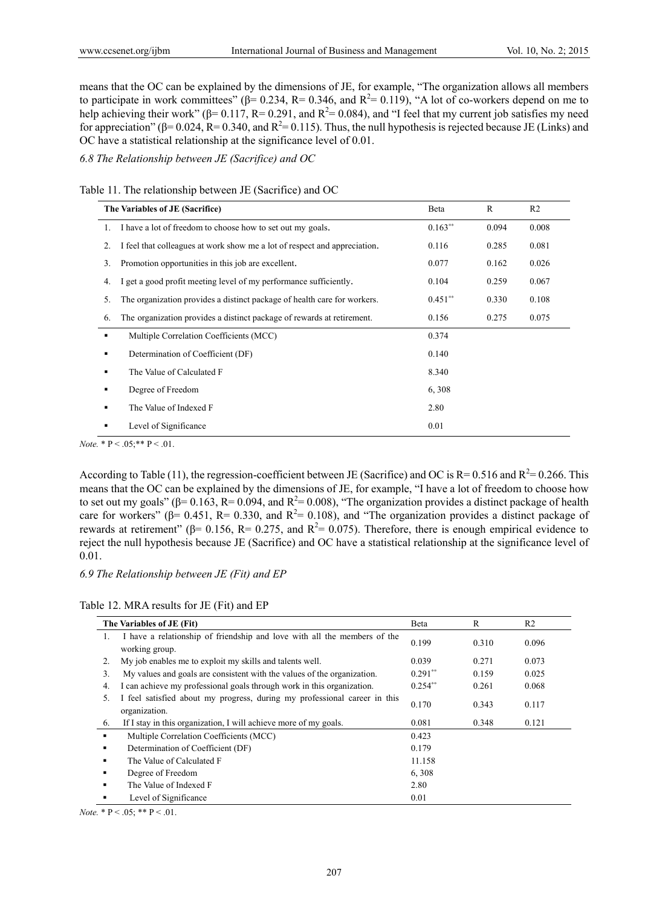means that the OC can be explained by the dimensions of JE, for example, "The organization allows all members to participate in work committees" (β= 0.234, R= 0.346, and $R^2$= 0.119), "A lot of co-workers depend on me to help achieving their work" (β= 0.117, R= 0.291, and $R^2$= 0.084), and "I feel that my current job satisfies my need for appreciation" (β= 0.024, R= 0.340, and $R^2$= 0.115). Thus, the null hypothesis is rejected because JE (Links) and OC have a statistical relationship at the significance level of 0.01.

*6.8 The Relationship between JE (Sacrifice) and OC*

Table 11. The relationship between JE (Sacrifice) and OC

| The Variables of JE (Sacrifice) | Beta | R | R2 |
|---|---|---|---|
| 1. I have a lot of freedom to choose how to set out my goals. | 0.163** | 0.094 | 0.008 |
| 2. I feel that colleagues at work show me a lot of respect and appreciation. | 0.116 | 0.285 | 0.081 |
| 3. Promotion opportunities in this job are excellent. | 0.077 | 0.162 | 0.026 |
| 4. I get a good profit meeting level of my performance sufficiently. | 0.104 | 0.259 | 0.067 |
| 5. The organization provides a distinct package of health care for workers. | 0.451** | 0.330 | 0.108 |
| 6. The organization provides a distinct package of rewards at retirement. | 0.156 | 0.275 | 0.075 |
| ▪ Multiple Correlation Coefficients (MCC) | 0.374 | | |
| ▪ Determination of Coefficient (DF) | 0.140 | | |
| ▪ The Value of Calculated F | 8.340 | | |
| ▪ Degree of Freedom | 6, 308 | | |
| ▪ The Value of Indexed F | 2.80 | | |
| ▪ Level of Significance | 0.01 | | |

*Note.* * P < .05;** P < .01.

According to Table (11), the regression-coefficient between JE (Sacrifice) and OC is R= 0.516 and $R^2$= 0.266. This means that the OC can be explained by the dimensions of JE, for example, "I have a lot of freedom to choose how to set out my goals" (β= 0.163, R= 0.094, and $R^2$= 0.008), "The organization provides a distinct package of health care for workers" (β= 0.451, R= 0.330, and $R^2$= 0.108), and "The organization provides a distinct package of rewards at retirement" (β= 0.156, R= 0.275, and $R^2$= 0.075). Therefore, there is enough empirical evidence to reject the null hypothesis because JE (Sacrifice) and OC have a statistical relationship at the significance level of 0.01.

*6.9 The Relationship between JE (Fit) and EP*

Table 12. MRA results for JE (Fit) and EP

| The Variables of JE (Fit) | Beta | R | R2 |
|---|---|---|---|
| 1. I have a relationship of friendship and love with all the members of the working group. | 0.199 | 0.310 | 0.096 |
| 2. My job enables me to exploit my skills and talents well. | 0.039 | 0.271 | 0.073 |
| 3. My values and goals are consistent with the values of the organization. | 0.291** | 0.159 | 0.025 |
| 4. I can achieve my professional goals through work in this organization. | 0.254** | 0.261 | 0.068 |
| 5. I feel satisfied about my progress, during my professional career in this organization. | 0.170 | 0.343 | 0.117 |
| 6. If I stay in this organization, I will achieve more of my goals. | 0.081 | 0.348 | 0.121 |
| ▪ Multiple Correlation Coefficients (MCC) | 0.423 | | |
| ▪ Determination of Coefficient (DF) | 0.179 | | |
| ▪ The Value of Calculated F | 11.158 | | |
| ▪ Degree of Freedom | 6, 308 | | |
| ▪ The Value of Indexed F | 2.80 | | |
| ▪ Level of Significance | 0.01 | | |

*Note.* * P < .05; ** P < .01.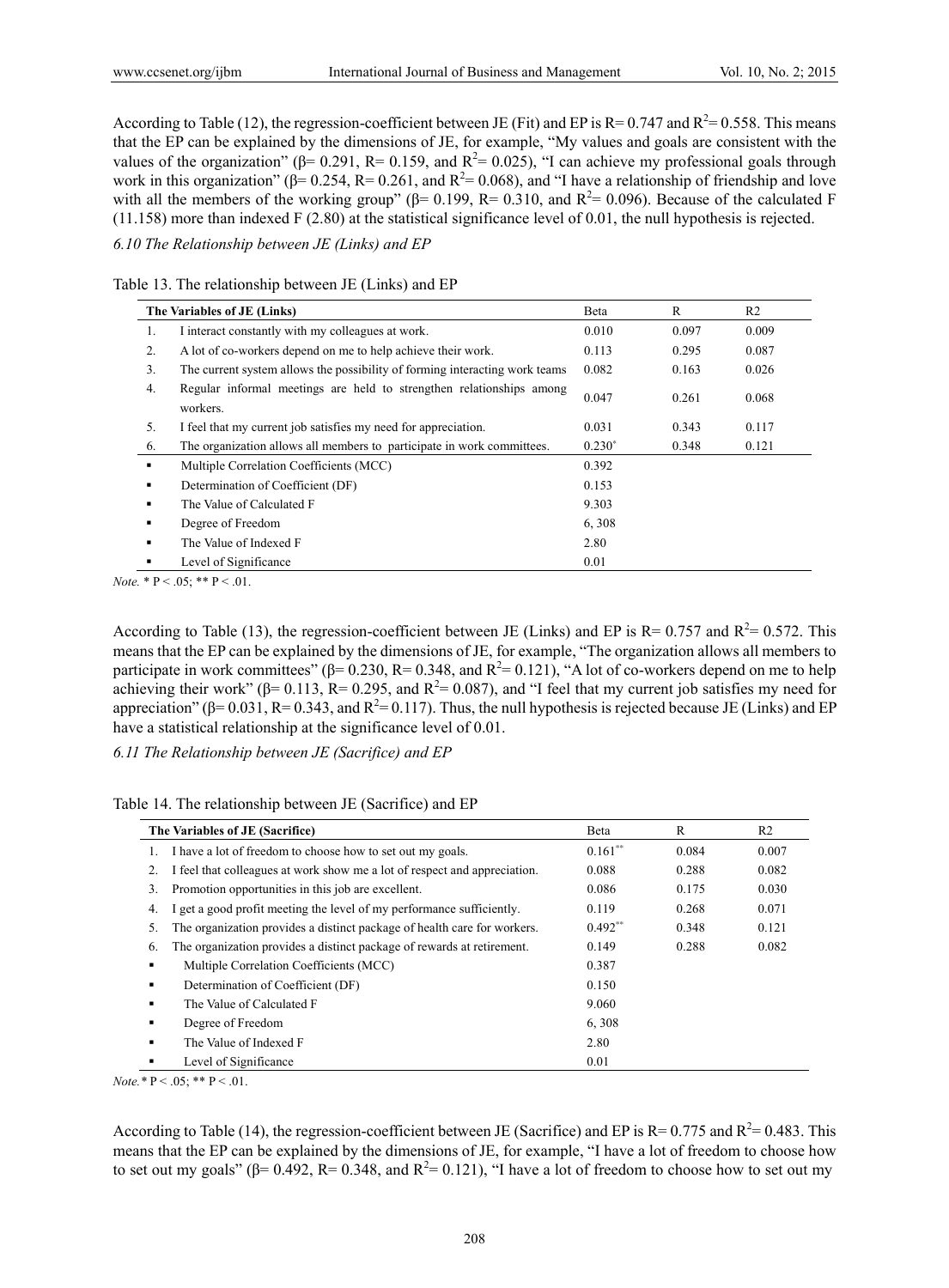According to Table (12), the regression-coefficient between JE (Fit) and EP is R= 0.747 and $R^2$= 0.558. This means that the EP can be explained by the dimensions of JE, for example, "My values and goals are consistent with the values of the organization" (β= 0.291, R= 0.159, and $R^2$= 0.025), "I can achieve my professional goals through work in this organization" (β= 0.254, R= 0.261, and $R^2$= 0.068), and "I have a relationship of friendship and love with all the members of the working group" (β= 0.199, R= 0.310, and $R^2$= 0.096). Because of the calculated F (11.158) more than indexed F (2.80) at the statistical significance level of 0.01, the null hypothesis is rejected.

*6.10 The Relationship between JE (Links) and EP*

Table 13. The relationship between JE (Links) and EP

| | The Variables of JE (Links) | Beta | R | R2 |
|---|---|---|---|---|
| 1. | I interact constantly with my colleagues at work. | 0.010 | 0.097 | 0.009 |
| 2. | A lot of co-workers depend on me to help achieve their work. | 0.113 | 0.295 | 0.087 |
| 3. | The current system allows the possibility of forming interacting work teams | 0.082 | 0.163 | 0.026 |
| 4. | Regular informal meetings are held to strengthen relationships among workers. | 0.047 | 0.261 | 0.068 |
| 5. | I feel that my current job satisfies my need for appreciation. | 0.031 | 0.343 | 0.117 |
| 6. | The organization allows all members to participate in work committees. | 0.230* | 0.348 | 0.121 |
| ▪ | Multiple Correlation Coefficients (MCC) | 0.392 | | |
| ▪ | Determination of Coefficient (DF) | 0.153 | | |
| ▪ | The Value of Calculated F | 9.303 | | |
| ▪ | Degree of Freedom | 6, 308 | | |
| ▪ | The Value of Indexed F | 2.80 | | |
| ▪ | Level of Significance | 0.01 | | |

*Note.* * P < .05; ** P < .01.

According to Table (13), the regression-coefficient between JE (Links) and EP is R= 0.757 and $R^2$= 0.572. This means that the EP can be explained by the dimensions of JE, for example, "The organization allows all members to participate in work committees" (β= 0.230, R= 0.348, and $R^2$= 0.121), "A lot of co-workers depend on me to help achieving their work" (β= 0.113, R= 0.295, and $R^2$= 0.087), and "I feel that my current job satisfies my need for appreciation" (β= 0.031, R= 0.343, and $R^2$= 0.117). Thus, the null hypothesis is rejected because JE (Links) and EP have a statistical relationship at the significance level of 0.01.

*6.11 The Relationship between JE (Sacrifice) and EP*

Table 14. The relationship between JE (Sacrifice) and EP

| | The Variables of JE (Sacrifice) | Beta | R | R2 |
|---|---|---|---|---|
| 1. | I have a lot of freedom to choose how to set out my goals. | 0.161** | 0.084 | 0.007 |
| 2. | I feel that colleagues at work show me a lot of respect and appreciation. | 0.088 | 0.288 | 0.082 |
| 3. | Promotion opportunities in this job are excellent. | 0.086 | 0.175 | 0.030 |
| 4. | I get a good profit meeting the level of my performance sufficiently. | 0.119 | 0.268 | 0.071 |
| 5. | The organization provides a distinct package of health care for workers. | 0.492** | 0.348 | 0.121 |
| 6. | The organization provides a distinct package of rewards at retirement. | 0.149 | 0.288 | 0.082 |
| ▪ | Multiple Correlation Coefficients (MCC) | 0.387 | | |
| ▪ | Determination of Coefficient (DF) | 0.150 | | |
| ▪ | The Value of Calculated F | 9.060 | | |
| ▪ | Degree of Freedom | 6, 308 | | |
| ▪ | The Value of Indexed F | 2.80 | | |
| ▪ | Level of Significance | 0.01 | | |

*Note.* * P < .05; ** P < .01.

According to Table (14), the regression-coefficient between JE (Sacrifice) and EP is R= 0.775 and $R^2$= 0.483. This means that the EP can be explained by the dimensions of JE, for example, "I have a lot of freedom to choose how to set out my goals" (β= 0.492, R= 0.348, and $R^2$= 0.121), "I have a lot of freedom to choose how to set out my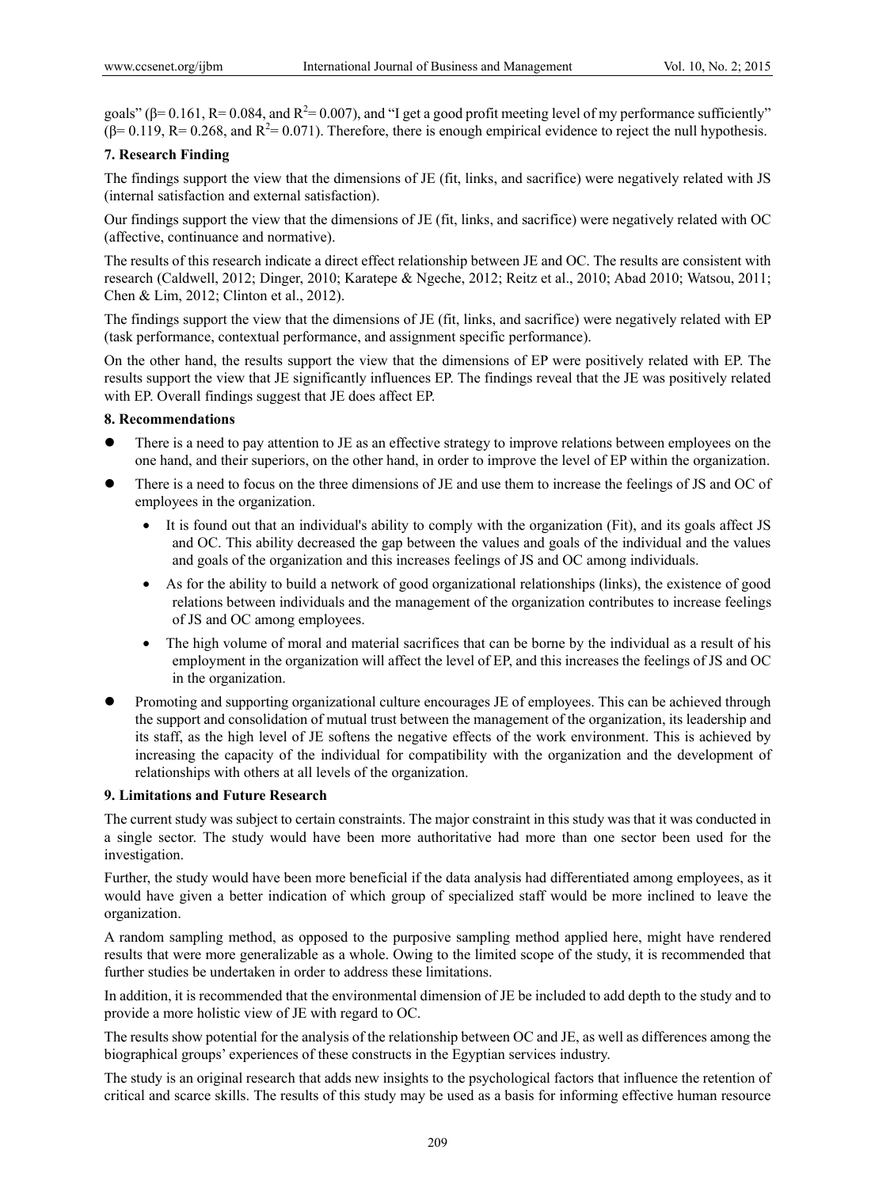goals" ($\beta$= 0.161, R= 0.084, and $R^2$= 0.007), and "I get a good profit meeting level of my performance sufficiently" ($\beta$= 0.119, R= 0.268, and $R^2$= 0.071). Therefore, there is enough empirical evidence to reject the null hypothesis.

## 7. Research Finding

The findings support the view that the dimensions of JE (fit, links, and sacrifice) were negatively related with JS (internal satisfaction and external satisfaction).

Our findings support the view that the dimensions of JE (fit, links, and sacrifice) were negatively related with OC (affective, continuance and normative).

The results of this research indicate a direct effect relationship between JE and OC. The results are consistent with research (Caldwell, 2012; Dinger, 2010; Karatepe & Ngeche, 2012; Reitz et al., 2010; Abad 2010; Watsou, 2011; Chen & Lim, 2012; Clinton et al., 2012).

The findings support the view that the dimensions of JE (fit, links, and sacrifice) were negatively related with EP (task performance, contextual performance, and assignment specific performance).

On the other hand, the results support the view that the dimensions of EP were positively related with EP. The results support the view that JE significantly influences EP. The findings reveal that the JE was positively related with EP. Overall findings suggest that JE does affect EP.

## 8. Recommendations

- There is a need to pay attention to JE as an effective strategy to improve relations between employees on the one hand, and their superiors, on the other hand, in order to improve the level of EP within the organization.
- There is a need to focus on the three dimensions of JE and use them to increase the feelings of JS and OC of employees in the organization.
    - It is found out that an individual's ability to comply with the organization (Fit), and its goals affect JS and OC. This ability decreased the gap between the values and goals of the individual and the values and goals of the organization and this increases feelings of JS and OC among individuals.
    - As for the ability to build a network of good organizational relationships (links), the existence of good relations between individuals and the management of the organization contributes to increase feelings of JS and OC among employees.
    - The high volume of moral and material sacrifices that can be borne by the individual as a result of his employment in the organization will affect the level of EP, and this increases the feelings of JS and OC in the organization.
- Promoting and supporting organizational culture encourages JE of employees. This can be achieved through the support and consolidation of mutual trust between the management of the organization, its leadership and its staff, as the high level of JE softens the negative effects of the work environment. This is achieved by increasing the capacity of the individual for compatibility with the organization and the development of relationships with others at all levels of the organization.

## 9. Limitations and Future Research

The current study was subject to certain constraints. The major constraint in this study was that it was conducted in a single sector. The study would have been more authoritative had more than one sector been used for the investigation.

Further, the study would have been more beneficial if the data analysis had differentiated among employees, as it would have given a better indication of which group of specialized staff would be more inclined to leave the organization.

A random sampling method, as opposed to the purposive sampling method applied here, might have rendered results that were more generalizable as a whole. Owing to the limited scope of the study, it is recommended that further studies be undertaken in order to address these limitations.

In addition, it is recommended that the environmental dimension of JE be included to add depth to the study and to provide a more holistic view of JE with regard to OC.

The results show potential for the analysis of the relationship between OC and JE, as well as differences among the biographical groups' experiences of these constructs in the Egyptian services industry.

The study is an original research that adds new insights to the psychological factors that influence the retention of critical and scarce skills. The results of this study may be used as a basis for informing effective human resource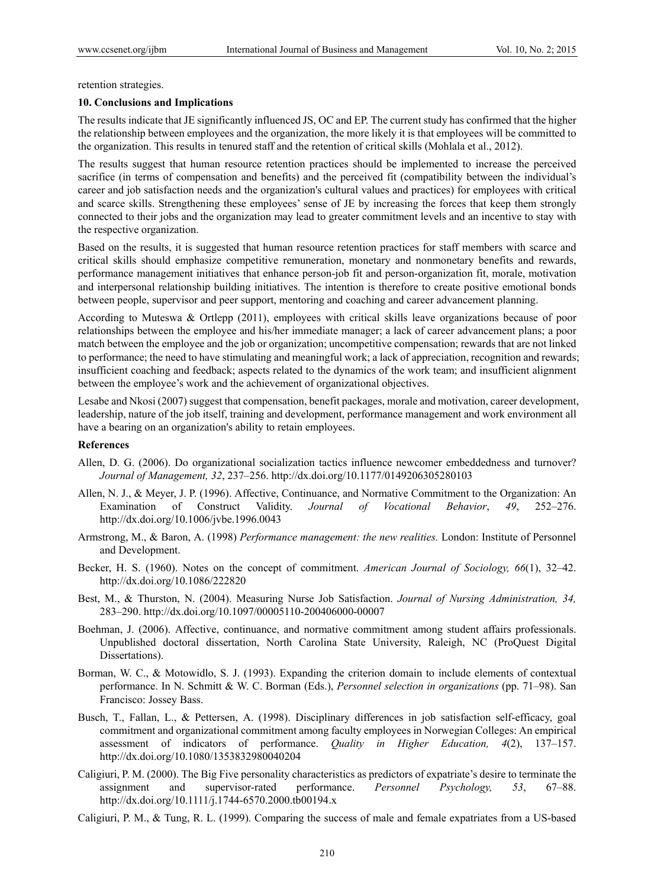retention strategies.

## 10. Conclusions and Implications

The results indicate that JE significantly influenced JS, OC and EP. The current study has confirmed that the higher the relationship between employees and the organization, the more likely it is that employees will be committed to the organization. This results in tenured staff and the retention of critical skills (Mohlala et al., 2012).

The results suggest that human resource retention practices should be implemented to increase the perceived sacrifice (in terms of compensation and benefits) and the perceived fit (compatibility between the individual's career and job satisfaction needs and the organization's cultural values and practices) for employees with critical and scarce skills. Strengthening these employees' sense of JE by increasing the forces that keep them strongly connected to their jobs and the organization may lead to greater commitment levels and an incentive to stay with the respective organization.

Based on the results, it is suggested that human resource retention practices for staff members with scarce and critical skills should emphasize competitive remuneration, monetary and nonmonetary benefits and rewards, performance management initiatives that enhance person-job fit and person-organization fit, morale, motivation and interpersonal relationship building initiatives. The intention is therefore to create positive emotional bonds between people, supervisor and peer support, mentoring and coaching and career advancement planning.

According to Muteswa & Ortlepp (2011), employees with critical skills leave organizations because of poor relationships between the employee and his/her immediate manager; a lack of career advancement plans; a poor match between the employee and the job or organization; uncompetitive compensation; rewards that are not linked to performance; the need to have stimulating and meaningful work; a lack of appreciation, recognition and rewards; insufficient coaching and feedback; aspects related to the dynamics of the work team; and insufficient alignment between the employee's work and the achievement of organizational objectives.

Lesabe and Nkosi (2007) suggest that compensation, benefit packages, morale and motivation, career development, leadership, nature of the job itself, training and development, performance management and work environment all have a bearing on an organization's ability to retain employees.

## References

Allen, D. G. (2006). Do organizational socialization tactics influence newcomer embeddedness and turnover? *Journal of Management, 32*, 237–256. http://dx.doi.org/10.1177/0149206305280103

Allen, N. J., & Meyer, J. P. (1996). Affective, Continuance, and Normative Commitment to the Organization: An Examination of Construct Validity. *Journal of Vocational Behavior*, *49*, 252–276. http://dx.doi.org/10.1006/jvbe.1996.0043

Armstrong, M., & Baron, A. (1998) *Performance management: the new realities.* London: Institute of Personnel and Development.

Becker, H. S. (1960). Notes on the concept of commitment. *American Journal of Sociology, 66*(1), 32–42. http://dx.doi.org/10.1086/222820

Best, M., & Thurston, N. (2004). Measuring Nurse Job Satisfaction. *Journal of Nursing Administration, 34,* 283–290. http://dx.doi.org/10.1097/00005110-200406000-00007

Boehman, J. (2006). Affective, continuance, and normative commitment among student affairs professionals. Unpublished doctoral dissertation, North Carolina State University, Raleigh, NC (ProQuest Digital Dissertations).

Borman, W. C., & Motowidlo, S. J. (1993). Expanding the criterion domain to include elements of contextual performance. In N. Schmitt & W. C. Borman (Eds.), *Personnel selection in organizations* (pp. 71–98). San Francisco: Jossey Bass.

Busch, T., Fallan, L., & Pettersen, A. (1998). Disciplinary differences in job satisfaction self-efficacy, goal commitment and organizational commitment among faculty employees in Norwegian Colleges: An empirical assessment of indicators of performance. *Quality in Higher Education, 4*(2), 137–157. http://dx.doi.org/10.1080/1353832980040204

Caligiuri, P. M. (2000). The Big Five personality characteristics as predictors of expatriate's desire to terminate the assignment and supervisor-rated performance. *Personnel Psychology, 53*, 67–88. http://dx.doi.org/10.1111/j.1744-6570.2000.tb00194.x

Caligiuri, P. M., & Tung, R. L. (1999). Comparing the success of male and female expatriates from a US-based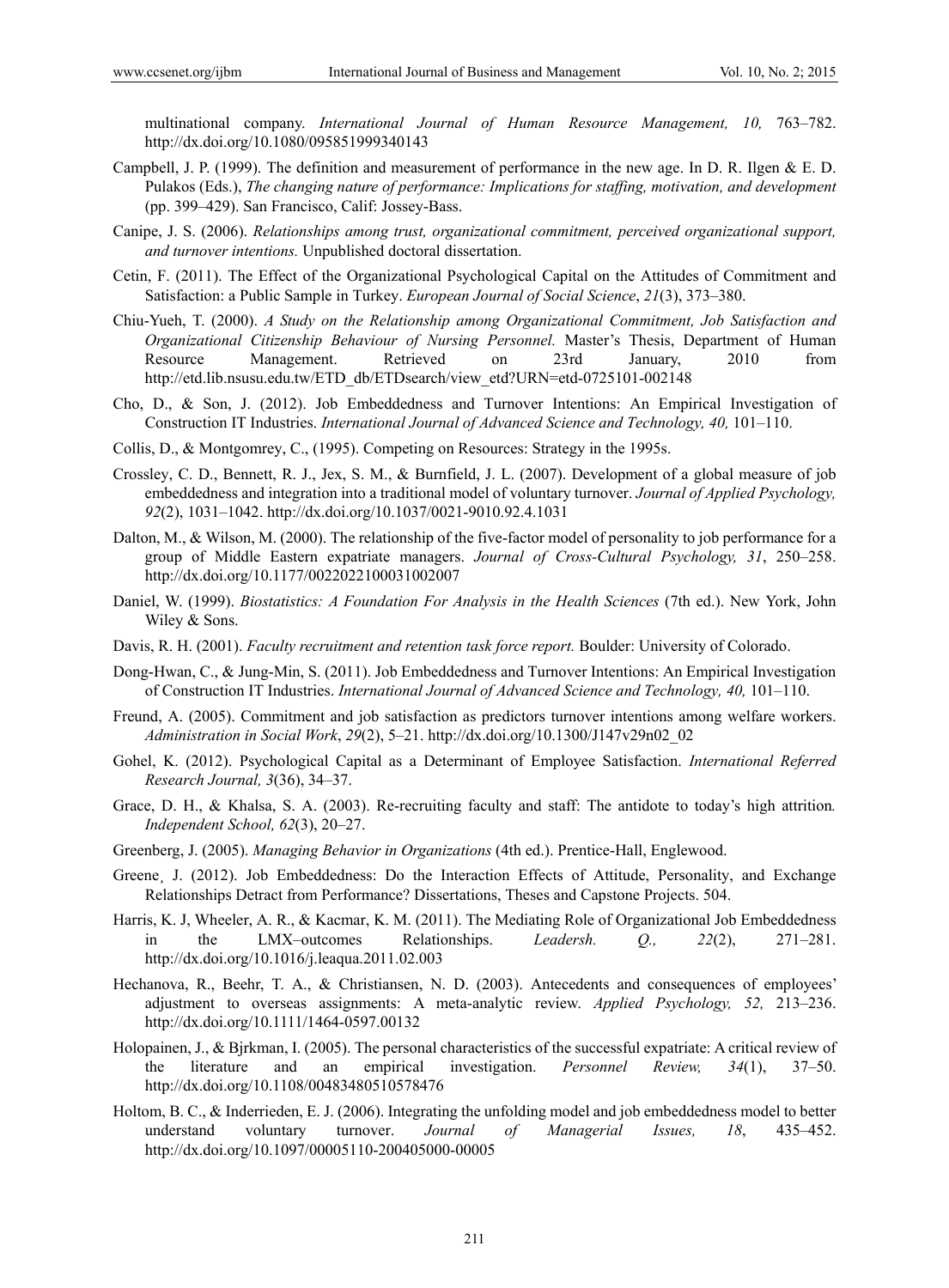multinational company. *International Journal of Human Resource Management, 10,* 763–782. http://dx.doi.org/10.1080/095851999340143

Campbell, J. P. (1999). The definition and measurement of performance in the new age. In D. R. Ilgen & E. D. Pulakos (Eds.), *The changing nature of performance: Implications for staffing, motivation, and development* (pp. 399–429). San Francisco, Calif: Jossey-Bass.

Canipe, J. S. (2006). *Relationships among trust, organizational commitment, perceived organizational support, and turnover intentions.* Unpublished doctoral dissertation.

Cetin, F. (2011). The Effect of the Organizational Psychological Capital on the Attitudes of Commitment and Satisfaction: a Public Sample in Turkey. *European Journal of Social Science*, *21*(3), 373–380.

Chiu-Yueh, T. (2000). *A Study on the Relationship among Organizational Commitment, Job Satisfaction and Organizational Citizenship Behaviour of Nursing Personnel.* Master's Thesis, Department of Human Resource Management. Retrieved on 23rd January, 2010 from http://etd.lib.nsusu.edu.tw/ETD_db/ETDsearch/view_etd?URN=etd-0725101-002148

Cho, D., & Son, J. (2012). Job Embeddedness and Turnover Intentions: An Empirical Investigation of Construction IT Industries. *International Journal of Advanced Science and Technology, 40,* 101–110.

Collis, D., & Montgomrey, C., (1995). Competing on Resources: Strategy in the 1995s.

Crossley, C. D., Bennett, R. J., Jex, S. M., & Burnfield, J. L. (2007). Development of a global measure of job embeddedness and integration into a traditional model of voluntary turnover. *Journal of Applied Psychology, 92*(2), 1031–1042. http://dx.doi.org/10.1037/0021-9010.92.4.1031

Dalton, M., & Wilson, M. (2000). The relationship of the five-factor model of personality to job performance for a group of Middle Eastern expatriate managers. *Journal of Cross-Cultural Psychology, 31*, 250–258. http://dx.doi.org/10.1177/0022022100031002007

Daniel, W. (1999). *Biostatistics: A Foundation For Analysis in the Health Sciences* (7th ed.). New York, John Wiley & Sons.

Davis, R. H. (2001). *Faculty recruitment and retention task force report.* Boulder: University of Colorado.

Dong-Hwan, C., & Jung-Min, S. (2011). Job Embeddedness and Turnover Intentions: An Empirical Investigation of Construction IT Industries. *International Journal of Advanced Science and Technology, 40,* 101–110.

Freund, A. (2005). Commitment and job satisfaction as predictors turnover intentions among welfare workers. *Administration in Social Work*, *29*(2), 5–21. http://dx.doi.org/10.1300/J147v29n02_02

Gohel, K. (2012). Psychological Capital as a Determinant of Employee Satisfaction. *International Referred Research Journal, 3*(36), 34–37.

Grace, D. H., & Khalsa, S. A. (2003). Re-recruiting faculty and staff: The antidote to today's high attrition*. Independent School, 62*(3), 20–27.

Greenberg, J. (2005). *Managing Behavior in Organizations* (4th ed.). Prentice-Hall, Englewood.

Greene¸ J. (2012). Job Embeddedness: Do the Interaction Effects of Attitude, Personality, and Exchange Relationships Detract from Performance? Dissertations, Theses and Capstone Projects. 504.

Harris, K. J, Wheeler, A. R., & Kacmar, K. M. (2011). The Mediating Role of Organizational Job Embeddedness in the LMX–outcomes Relationships. *Leadersh. Q., 22*(2), 271–281. http://dx.doi.org/10.1016/j.leaqua.2011.02.003

Hechanova, R., Beehr, T. A., & Christiansen, N. D. (2003). Antecedents and consequences of employees' adjustment to overseas assignments: A meta-analytic review. *Applied Psychology, 52,* 213–236. http://dx.doi.org/10.1111/1464-0597.00132

Holopainen, J., & Bjrkman, I. (2005). The personal characteristics of the successful expatriate: A critical review of the literature and an empirical investigation. *Personnel Review, 34*(1), 37–50. http://dx.doi.org/10.1108/00483480510578476

Holtom, B. C., & Inderrieden, E. J. (2006). Integrating the unfolding model and job embeddedness model to better understand voluntary turnover. *Journal of Managerial Issues, 18*, 435–452. http://dx.doi.org/10.1097/00005110-200405000-00005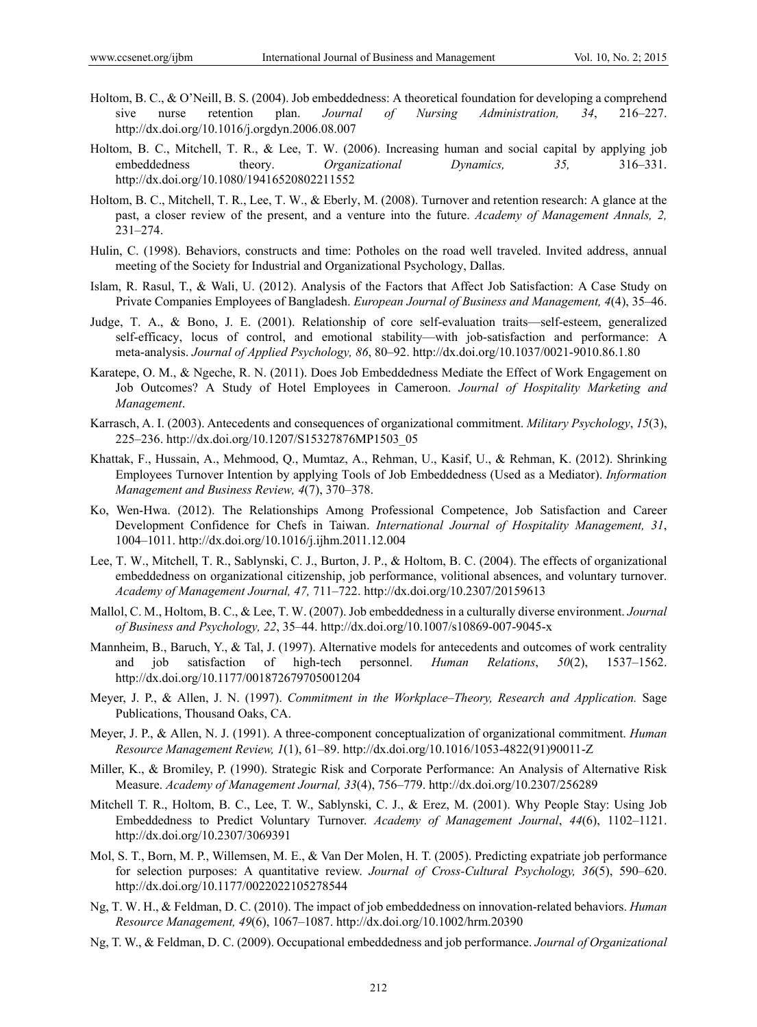Holtom, B. C., & O'Neill, B. S. (2004). Job embeddedness: A theoretical foundation for developing a comprehend sive nurse retention plan. *Journal of Nursing Administration, 34*, 216–227. http://dx.doi.org/10.1016/j.orgdyn.2006.08.007

Holtom, B. C., Mitchell, T. R., & Lee, T. W. (2006). Increasing human and social capital by applying job embeddedness theory. *Organizational Dynamics, 35,* 316–331. http://dx.doi.org/10.1080/19416520802211552

Holtom, B. C., Mitchell, T. R., Lee, T. W., & Eberly, M. (2008). Turnover and retention research: A glance at the past, a closer review of the present, and a venture into the future. *Academy of Management Annals, 2,* 231–274.

Hulin, C. (1998). Behaviors, constructs and time: Potholes on the road well traveled. Invited address, annual meeting of the Society for Industrial and Organizational Psychology, Dallas.

Islam, R. Rasul, T., & Wali, U. (2012). Analysis of the Factors that Affect Job Satisfaction: A Case Study on Private Companies Employees of Bangladesh. *European Journal of Business and Management, 4*(4), 35–46.

Judge, T. A., & Bono, J. E. (2001). Relationship of core self-evaluation traits—self-esteem, generalized self-efficacy, locus of control, and emotional stability—with job-satisfaction and performance: A meta-analysis. *Journal of Applied Psychology, 86*, 80–92. http://dx.doi.org/10.1037/0021-9010.86.1.80

Karatepe, O. M., & Ngeche, R. N. (2011). Does Job Embeddedness Mediate the Effect of Work Engagement on Job Outcomes? A Study of Hotel Employees in Cameroon. *Journal of Hospitality Marketing and Management*.

Karrasch, A. I. (2003). Antecedents and consequences of organizational commitment. *Military Psychology*, *15*(3), 225–236. http://dx.doi.org/10.1207/S15327876MP1503_05

Khattak, F., Hussain, A., Mehmood, Q., Mumtaz, A., Rehman, U., Kasif, U., & Rehman, K. (2012). Shrinking Employees Turnover Intention by applying Tools of Job Embeddedness (Used as a Mediator). *Information Management and Business Review, 4*(7), 370–378.

Ko, Wen-Hwa. (2012). The Relationships Among Professional Competence, Job Satisfaction and Career Development Confidence for Chefs in Taiwan. *International Journal of Hospitality Management, 31*, 1004–1011. http://dx.doi.org/10.1016/j.ijhm.2011.12.004

Lee, T. W., Mitchell, T. R., Sablynski, C. J., Burton, J. P., & Holtom, B. C. (2004). The effects of organizational embeddedness on organizational citizenship, job performance, volitional absences, and voluntary turnover. *Academy of Management Journal, 47,* 711–722. http://dx.doi.org/10.2307/20159613

Mallol, C. M., Holtom, B. C., & Lee, T. W. (2007). Job embeddedness in a culturally diverse environment. *Journal of Business and Psychology, 22*, 35–44. http://dx.doi.org/10.1007/s10869-007-9045-x

Mannheim, B., Baruch, Y., & Tal, J. (1997). Alternative models for antecedents and outcomes of work centrality and job satisfaction of high-tech personnel. *Human Relations*, *50*(2), 1537–1562. http://dx.doi.org/10.1177/001872679705001204

Meyer, J. P., & Allen, J. N. (1997). *Commitment in the Workplace–Theory, Research and Application.* Sage Publications, Thousand Oaks, CA.

Meyer, J. P., & Allen, N. J. (1991). A three-component conceptualization of organizational commitment. *Human Resource Management Review, 1*(1), 61–89. http://dx.doi.org/10.1016/1053-4822(91)90011-Z

Miller, K., & Bromiley, P. (1990). Strategic Risk and Corporate Performance: An Analysis of Alternative Risk Measure. *Academy of Management Journal, 33*(4), 756–779. http://dx.doi.org/10.2307/256289

Mitchell T. R., Holtom, B. C., Lee, T. W., Sablynski, C. J., & Erez, M. (2001). Why People Stay: Using Job Embeddedness to Predict Voluntary Turnover. *Academy of Management Journal*, *44*(6), 1102–1121. http://dx.doi.org/10.2307/3069391

Mol, S. T., Born, M. P., Willemsen, M. E., & Van Der Molen, H. T. (2005). Predicting expatriate job performance for selection purposes: A quantitative review. *Journal of Cross-Cultural Psychology, 36*(5), 590–620. http://dx.doi.org/10.1177/0022022105278544

Ng, T. W. H., & Feldman, D. C. (2010). The impact of job embeddedness on innovation-related behaviors. *Human Resource Management, 49*(6), 1067–1087. http://dx.doi.org/10.1002/hrm.20390

Ng, T. W., & Feldman, D. C. (2009). Occupational embeddedness and job performance. *Journal of Organizational*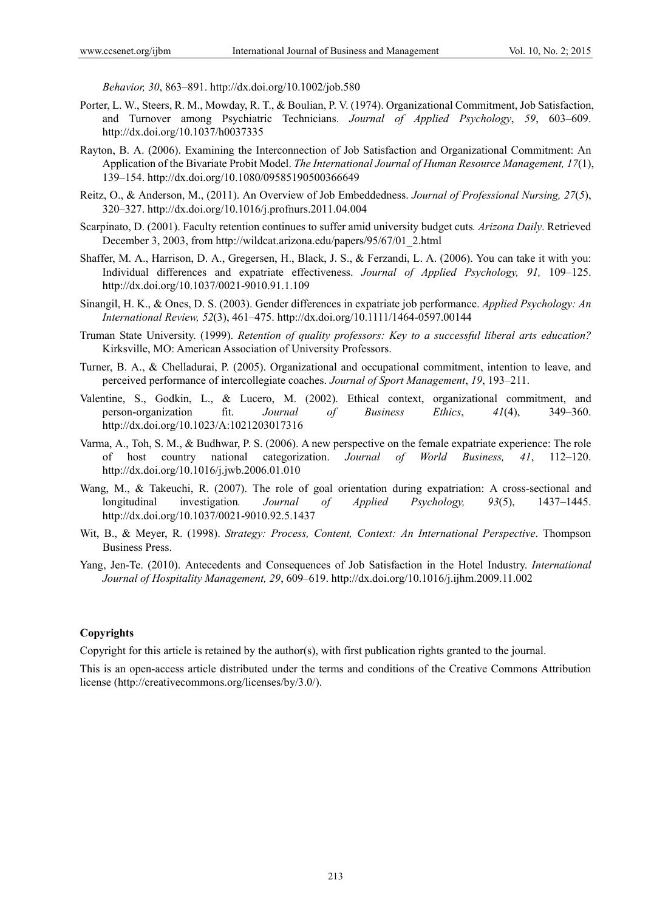*Behavior, 30*, 863–891. http://dx.doi.org/10.1002/job.580

Porter, L. W., Steers, R. M., Mowday, R. T., & Boulian, P. V. (1974). Organizational Commitment, Job Satisfaction, and Turnover among Psychiatric Technicians. *Journal of Applied Psychology*, *59*, 603–609. http://dx.doi.org/10.1037/h0037335

Rayton, B. A. (2006). Examining the Interconnection of Job Satisfaction and Organizational Commitment: An Application of the Bivariate Probit Model. *The International Journal of Human Resource Management, 17*(1), 139–154. http://dx.doi.org/10.1080/09585190500366649

Reitz, O., & Anderson, M., (2011). An Overview of Job Embeddedness. *Journal of Professional Nursing, 27*(*5*), 320–327. http://dx.doi.org/10.1016/j.profnurs.2011.04.004

Scarpinato, D. (2001). Faculty retention continues to suffer amid university budget cuts*. Arizona Daily*. Retrieved December 3, 2003, from http://wildcat.arizona.edu/papers/95/67/01_2.html

Shaffer, M. A., Harrison, D. A., Gregersen, H., Black, J. S., & Ferzandi, L. A. (2006). You can take it with you: Individual differences and expatriate effectiveness. *Journal of Applied Psychology, 91,* 109–125. http://dx.doi.org/10.1037/0021-9010.91.1.109

Sinangil, H. K., & Ones, D. S. (2003). Gender differences in expatriate job performance. *Applied Psychology: An International Review, 52*(3), 461–475. http://dx.doi.org/10.1111/1464-0597.00144

Truman State University. (1999). *Retention of quality professors: Key to a successful liberal arts education?* Kirksville, MO: American Association of University Professors.

Turner, B. A., & Chelladurai, P. (2005). Organizational and occupational commitment, intention to leave, and perceived performance of intercollegiate coaches. *Journal of Sport Management*, *19*, 193–211.

Valentine, S., Godkin, L., & Lucero, M. (2002). Ethical context, organizational commitment, and person-organization fit. *Journal of Business Ethics*, *41*(4), 349–360. http://dx.doi.org/10.1023/A:1021203017316

Varma, A., Toh, S. M., & Budhwar, P. S. (2006). A new perspective on the female expatriate experience: The role of host country national categorization. *Journal of World Business, 41*, 112–120. http://dx.doi.org/10.1016/j.jwb.2006.01.010

Wang, M., & Takeuchi, R. (2007). The role of goal orientation during expatriation: A cross-sectional and longitudinal investigation*. Journal of Applied Psychology, 93*(5), 1437–1445. http://dx.doi.org/10.1037/0021-9010.92.5.1437

Wit, B., & Meyer, R. (1998). *Strategy: Process, Content, Context: An International Perspective*. Thompson Business Press.

Yang, Jen-Te. (2010). Antecedents and Consequences of Job Satisfaction in the Hotel Industry. *International Journal of Hospitality Management, 29*, 609–619. http://dx.doi.org/10.1016/j.ijhm.2009.11.002

**Copyrights**

Copyright for this article is retained by the author(s), with first publication rights granted to the journal.

This is an open-access article distributed under the terms and conditions of the Creative Commons Attribution license (http://creativecommons.org/licenses/by/3.0/).